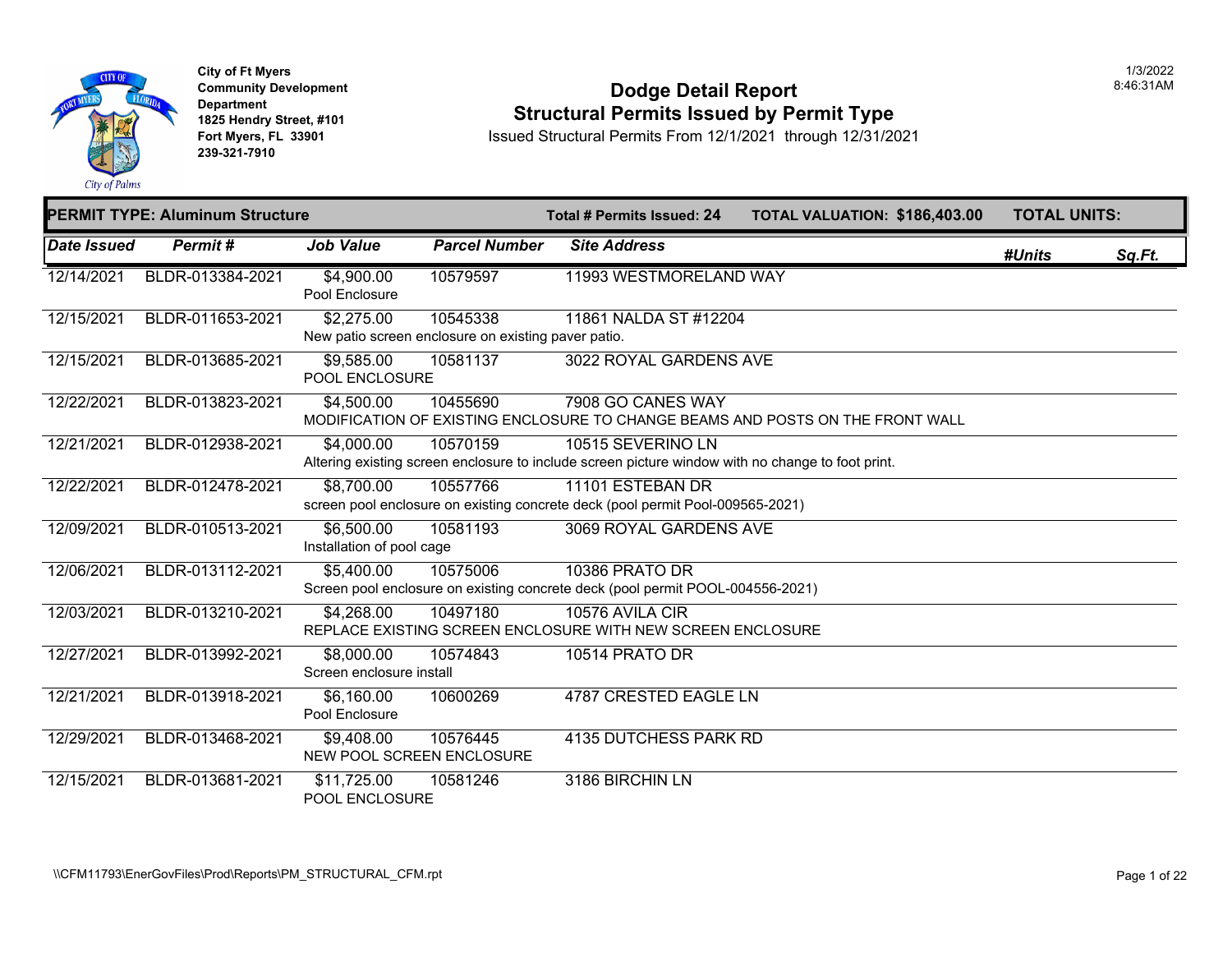City of Ft Myers
Community Development Department
1825 Hendry Street, #101
Fort Myers, FL 33901
239-321-7910

1/3/2022
8:46:31AM

# Dodge Detail Report
## Structural Permits Issued by Permit Type

Issued Structural Permits From 12/1/2021 through 12/31/2021

**PERMIT TYPE: Aluminum Structure** — **Total # Permits Issued: 24** — **TOTAL VALUATION: $186,403.00** — **TOTAL UNITS:**

| Date Issued | Permit # | Job Value | Parcel Number | Site Address | #Units | Sq.Ft. |
|---|---|---|---|---|---|---|
| 12/14/2021 | BLDR-013384-2021 | $4,900.00<br>Pool Enclosure | 10579597 | 11993 WESTMORELAND WAY | | |
| 12/15/2021 | BLDR-011653-2021 | $2,275.00<br>New patio screen enclosure on existing paver patio. | 10545338 | 11861 NALDA ST #12204 | | |
| 12/15/2021 | BLDR-013685-2021 | $9,585.00<br>POOL ENCLOSURE | 10581137 | 3022 ROYAL GARDENS AVE | | |
| 12/22/2021 | BLDR-013823-2021 | $4,500.00<br>MODIFICATION OF EXISTING ENCLOSURE TO CHANGE BEAMS AND POSTS ON THE FRONT WALL | 10455690 | 7908 GO CANES WAY | | |
| 12/21/2021 | BLDR-012938-2021 | $4,000.00<br>Altering existing screen enclosure to include screen picture window with no change to foot print. | 10570159 | 10515 SEVERINO LN | | |
| 12/22/2021 | BLDR-012478-2021 | $8,700.00<br>screen pool enclosure on existing concrete deck (pool permit Pool-009565-2021) | 10557766 | 11101 ESTEBAN DR | | |
| 12/09/2021 | BLDR-010513-2021 | $6,500.00<br>Installation of pool cage | 10581193 | 3069 ROYAL GARDENS AVE | | |
| 12/06/2021 | BLDR-013112-2021 | $5,400.00<br>Screen pool enclosure on existing concrete deck (pool permit POOL-004556-2021) | 10575006 | 10386 PRATO DR | | |
| 12/03/2021 | BLDR-013210-2021 | $4,268.00<br>REPLACE EXISTING SCREEN ENCLOSURE WITH NEW SCREEN ENCLOSURE | 10497180 | 10576 AVILA CIR | | |
| 12/27/2021 | BLDR-013992-2021 | $8,000.00<br>Screen enclosure install | 10574843 | 10514 PRATO DR | | |
| 12/21/2021 | BLDR-013918-2021 | $6,160.00<br>Pool Enclosure | 10600269 | 4787 CRESTED EAGLE LN | | |
| 12/29/2021 | BLDR-013468-2021 | $9,408.00<br>NEW POOL SCREEN ENCLOSURE | 10576445 | 4135 DUTCHESS PARK RD | | |
| 12/15/2021 | BLDR-013681-2021 | $11,725.00<br>POOL ENCLOSURE | 10581246 | 3186 BIRCHIN LN | | |

\\CFM11793\EnerGovFiles\Prod\Reports\PM_STRUCTURAL_CFM.rpt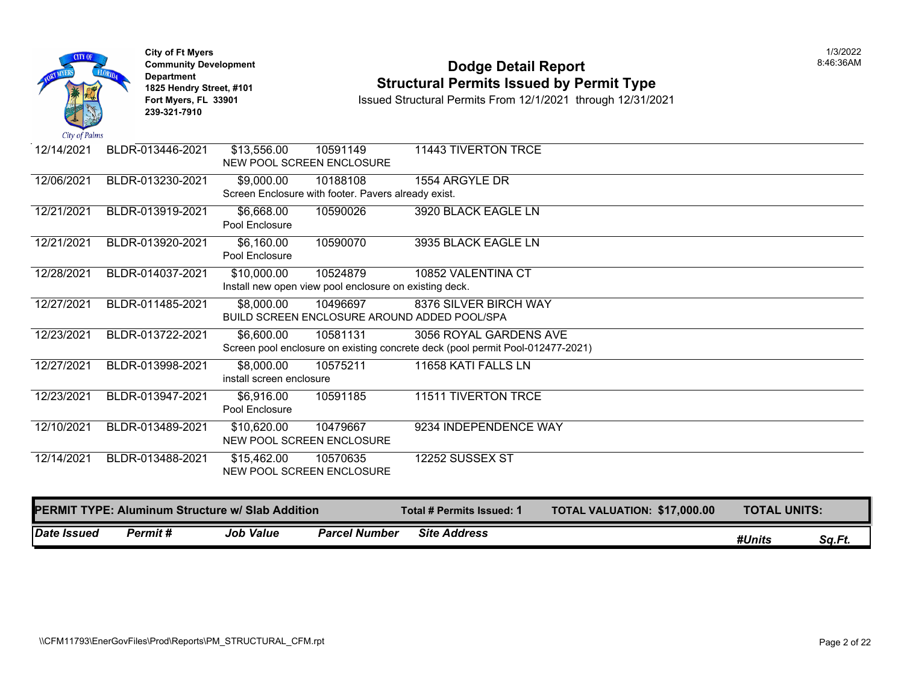# Dodge Detail Report

## Structural Permits Issued by Permit Type

Issued Structural Permits From 12/1/2021 through 12/31/2021

City of Ft Myers
Community Development Department
1825 Hendry Street, #101
Fort Myers, FL 33901
239-321-7910

1/3/2022
8:46:36AM

| Date Issued | Permit # | Job Value | Parcel Number | Site Address |
|---|---|---|---|---|
| 12/14/2021 | BLDR-013446-2021 | $13,556.00 | 10591149 | 11443 TIVERTON TRCE |
| | | NEW POOL SCREEN ENCLOSURE | | |
| 12/06/2021 | BLDR-013230-2021 | $9,000.00 | 10188108 | 1554 ARGYLE DR |
| | | Screen Enclosure with footer. Pavers already exist. | | |
| 12/21/2021 | BLDR-013919-2021 | $6,668.00 | 10590026 | 3920 BLACK EAGLE LN |
| | | Pool Enclosure | | |
| 12/21/2021 | BLDR-013920-2021 | $6,160.00 | 10590070 | 3935 BLACK EAGLE LN |
| | | Pool Enclosure | | |
| 12/28/2021 | BLDR-014037-2021 | $10,000.00 | 10524879 | 10852 VALENTINA CT |
| | | Install new open view pool enclosure on existing deck. | | |
| 12/27/2021 | BLDR-011485-2021 | $8,000.00 | 10496697 | 8376 SILVER BIRCH WAY |
| | | BUILD SCREEN ENCLOSURE AROUND ADDED POOL/SPA | | |
| 12/23/2021 | BLDR-013722-2021 | $6,600.00 | 10581131 | 3056 ROYAL GARDENS AVE |
| | | Screen pool enclosure on existing concrete deck (pool permit Pool-012477-2021) | | |
| 12/27/2021 | BLDR-013998-2021 | $8,000.00 | 10575211 | 11658 KATI FALLS LN |
| | | install screen enclosure | | |
| 12/23/2021 | BLDR-013947-2021 | $6,916.00 | 10591185 | 11511 TIVERTON TRCE |
| | | Pool Enclosure | | |
| 12/10/2021 | BLDR-013489-2021 | $10,620.00 | 10479667 | 9234 INDEPENDENCE WAY |
| | | NEW POOL SCREEN ENCLOSURE | | |
| 12/14/2021 | BLDR-013488-2021 | $15,462.00 | 10570635 | 12252 SUSSEX ST |
| | | NEW POOL SCREEN ENCLOSURE | | |

**PERMIT TYPE: Aluminum Structure w/ Slab Addition** — **Total # Permits Issued: 1** — **TOTAL VALUATION: $17,000.00** — **TOTAL UNITS:**

| Date Issued | Permit # | Job Value | Parcel Number | Site Address | #Units | Sq.Ft. |
|---|---|---|---|---|---|---|

\\CFM11793\EnerGovFiles\Prod\Reports\PM_STRUCTURAL_CFM.rpt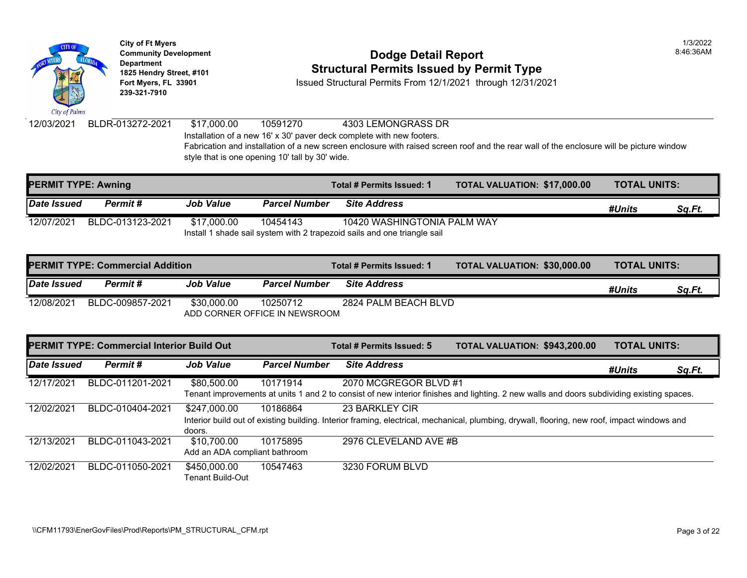City of Ft Myers
Community Development Department
1825 Hendry Street, #101
Fort Myers, FL 33901
239-321-7910

# Dodge Detail Report
## Structural Permits Issued by Permit Type

Issued Structural Permits From 12/1/2021 through 12/31/2021

1/3/2022
8:46:36AM

| Date Issued | Permit # | Job Value | Parcel Number | Site Address |
|---|---|---|---|---|
| 12/03/2021 | BLDR-013272-2021 | $17,000.00 | 10591270 | 4303 LEMONGRASS DR |

Installation of a new 16' x 30' paver deck complete with new footers.
Fabrication and installation of a new screen enclosure with raised screen roof and the rear wall of the enclosure will be picture window style that is one opening 10' tall by 30' wide.

### PERMIT TYPE: Awning

**Total # Permits Issued: 1** | **TOTAL VALUATION: $17,000.00** | **TOTAL UNITS:**

| Date Issued | Permit # | Job Value | Parcel Number | Site Address | #Units | Sq.Ft. |
|---|---|---|---|---|---|---|
| 12/07/2021 | BLDC-013123-2021 | $17,000.00 | 10454143 | 10420 WASHINGTONIA PALM WAY | | |

Install 1 shade sail system with 2 trapezoid sails and one triangle sail

### PERMIT TYPE: Commercial Addition

**Total # Permits Issued: 1** | **TOTAL VALUATION: $30,000.00** | **TOTAL UNITS:**

| Date Issued | Permit # | Job Value | Parcel Number | Site Address | #Units | Sq.Ft. |
|---|---|---|---|---|---|---|
| 12/08/2021 | BLDC-009857-2021 | $30,000.00 | 10250712 | 2824 PALM BEACH BLVD | | |

ADD CORNER OFFICE IN NEWSROOM

### PERMIT TYPE: Commercial Interior Build Out

**Total # Permits Issued: 5** | **TOTAL VALUATION: $943,200.00** | **TOTAL UNITS:**

| Date Issued | Permit # | Job Value | Parcel Number | Site Address | #Units | Sq.Ft. |
|---|---|---|---|---|---|---|
| 12/17/2021 | BLDC-011201-2021 | $80,500.00 | 10171914 | 2070 MCGREGOR BLVD #1 | | |
| | | Tenant improvements at units 1 and 2 to consist of new interior finishes and lighting. 2 new walls and doors subdividing existing spaces. | | | | |
| 12/02/2021 | BLDC-010404-2021 | $247,000.00 | 10186864 | 23 BARKLEY CIR | | |
| | | Interior build out of existing building. Interior framing, electrical, mechanical, plumbing, drywall, flooring, new roof, impact windows and doors. | | | | |
| 12/13/2021 | BLDC-011043-2021 | $10,700.00 | 10175895 | 2976 CLEVELAND AVE #B | | |
| | | Add an ADA compliant bathroom | | | | |
| 12/02/2021 | BLDC-011050-2021 | $450,000.00 | 10547463 | 3230 FORUM BLVD | | |
| | | Tenant Build-Out | | | | |

\\CFM11793\EnerGovFiles\Prod\Reports\PM_STRUCTURAL_CFM.rpt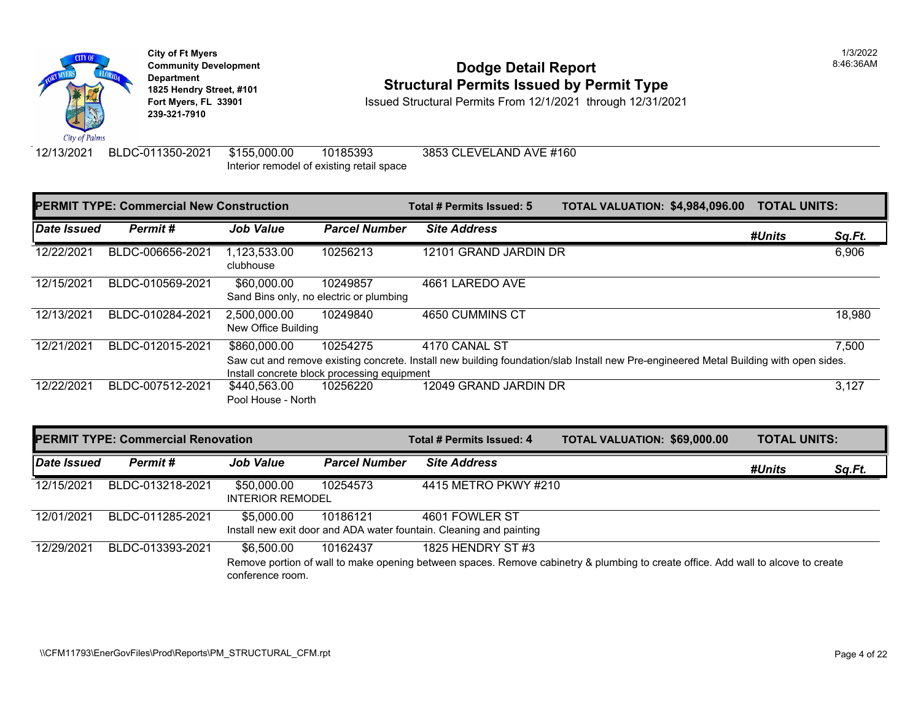City of Ft Myers
Community Development Department
1825 Hendry Street, #101
Fort Myers, FL 33901
239-321-7910

# Dodge Detail Report
## Structural Permits Issued by Permit Type

Issued Structural Permits From 12/1/2021 through 12/31/2021

1/3/2022
8:46:36AM

| Date Issued | Permit # | Job Value | Parcel Number | Site Address | #Units | Sq.Ft. |
|---|---|---|---|---|---|---|
| 12/13/2021 | BLDC-011350-2021 | $155,000.00 | 10185393 | 3853 CLEVELAND AVE #160 | | |
| | | Interior remodel of existing retail space | | | | |

**PERMIT TYPE: Commercial New Construction** — Total # Permits Issued: 5 — TOTAL VALUATION: $4,984,096.00 — TOTAL UNITS:

| Date Issued | Permit # | Job Value | Parcel Number | Site Address | #Units | Sq.Ft. |
|---|---|---|---|---|---|---|
| 12/22/2021 | BLDC-006656-2021 | 1,123,533.00 | 10256213 | 12101 GRAND JARDIN DR | | 6,906 |
| | | clubhouse | | | | |
| 12/15/2021 | BLDC-010569-2021 | $60,000.00 | 10249857 | 4661 LAREDO AVE | | |
| | | Sand Bins only, no electric or plumbing | | | | |
| 12/13/2021 | BLDC-010284-2021 | 2,500,000.00 | 10249840 | 4650 CUMMINS CT | | 18,980 |
| | | New Office Building | | | | |
| 12/21/2021 | BLDC-012015-2021 | $860,000.00 | 10254275 | 4170 CANAL ST | | 7,500 |
| | | Saw cut and remove existing concrete. Install new building foundation/slab Install new Pre-engineered Metal Building with open sides. Install concrete block processing equipment | | | | |
| 12/22/2021 | BLDC-007512-2021 | $440,563.00 | 10256220 | 12049 GRAND JARDIN DR | | 3,127 |
| | | Pool House - North | | | | |

**PERMIT TYPE: Commercial Renovation** — Total # Permits Issued: 4 — TOTAL VALUATION: $69,000.00 — TOTAL UNITS:

| Date Issued | Permit # | Job Value | Parcel Number | Site Address | #Units | Sq.Ft. |
|---|---|---|---|---|---|---|
| 12/15/2021 | BLDC-013218-2021 | $50,000.00 | 10254573 | 4415 METRO PKWY #210 | | |
| | | INTERIOR REMODEL | | | | |
| 12/01/2021 | BLDC-011285-2021 | $5,000.00 | 10186121 | 4601 FOWLER ST | | |
| | | Install new exit door and ADA water fountain. Cleaning and painting | | | | |
| 12/29/2021 | BLDC-013393-2021 | $6,500.00 | 10162437 | 1825 HENDRY ST #3 | | |
| | | Remove portion of wall to make opening between spaces. Remove cabinetry & plumbing to create office. Add wall to alcove to create conference room. | | | | |

\\CFM11793\EnerGovFiles\Prod\Reports\PM_STRUCTURAL_CFM.rpt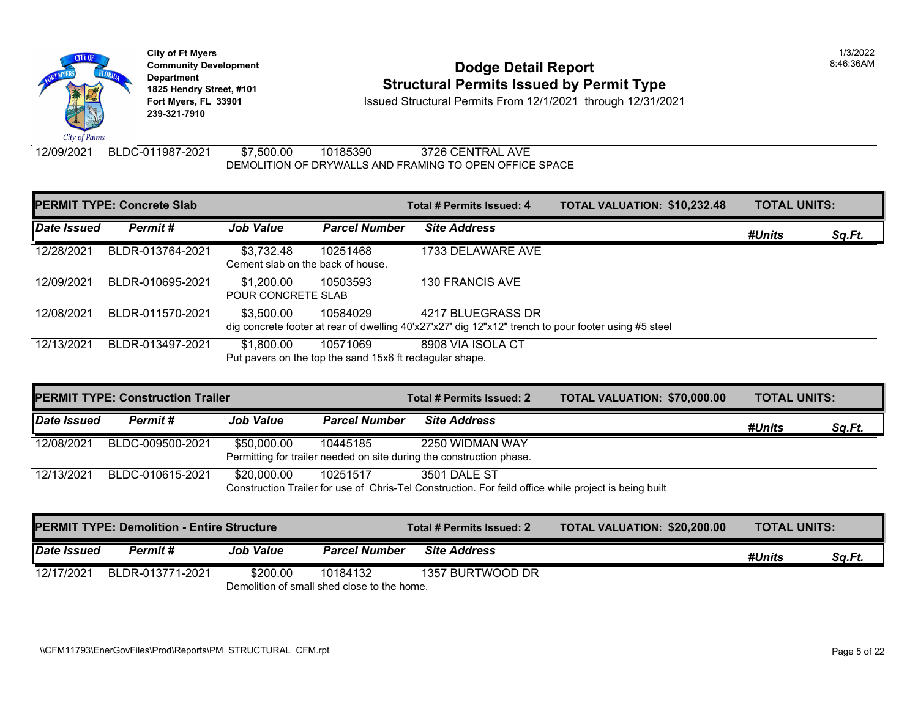**City of Ft Myers**
**Community Development Department**
**1825 Hendry Street, #101**
**Fort Myers, FL 33901**
**239-321-7910**

# Dodge Detail Report
## Structural Permits Issued by Permit Type

Issued Structural Permits From 12/1/2021 through 12/31/2021

1/3/2022
8:46:36AM

| Date Issued | Permit # | Job Value | Parcel Number | Site Address | #Units | Sq.Ft. |
|---|---|---|---|---|---|---|
| 12/09/2021 | BLDC-011987-2021 | $7,500.00 | 10185390 | 3726 CENTRAL AVE | | |
| | | DEMOLITION OF DRYWALLS AND FRAMING TO OPEN OFFICE SPACE | | | | |

**PERMIT TYPE: Concrete Slab** — Total # Permits Issued: 4 — TOTAL VALUATION: $10,232.48 — TOTAL UNITS:

| Date Issued | Permit # | Job Value | Parcel Number | Site Address | #Units | Sq.Ft. |
|---|---|---|---|---|---|---|
| 12/28/2021 | BLDR-013764-2021 | $3,732.48 | 10251468 | 1733 DELAWARE AVE | | |
| | | Cement slab on the back of house. | | | | |
| 12/09/2021 | BLDR-010695-2021 | $1,200.00 | 10503593 | 130 FRANCIS AVE | | |
| | | POUR CONCRETE SLAB | | | | |
| 12/08/2021 | BLDR-011570-2021 | $3,500.00 | 10584029 | 4217 BLUEGRASS DR | | |
| | | dig concrete footer at rear of dwelling 40'x27'x27' dig 12"x12" trench to pour footer using #5 steel | | | | |
| 12/13/2021 | BLDR-013497-2021 | $1,800.00 | 10571069 | 8908 VIA ISOLA CT | | |
| | | Put pavers on the top the sand 15x6 ft rectagular shape. | | | | |

**PERMIT TYPE: Construction Trailer** — Total # Permits Issued: 2 — TOTAL VALUATION: $70,000.00 — TOTAL UNITS:

| Date Issued | Permit # | Job Value | Parcel Number | Site Address | #Units | Sq.Ft. |
|---|---|---|---|---|---|---|
| 12/08/2021 | BLDC-009500-2021 | $50,000.00 | 10445185 | 2250 WIDMAN WAY | | |
| | | Permitting for trailer needed on site during the construction phase. | | | | |
| 12/13/2021 | BLDC-010615-2021 | $20,000.00 | 10251517 | 3501 DALE ST | | |
| | | Construction Trailer for use of Chris-Tel Construction. For feild office while project is being built | | | | |

**PERMIT TYPE: Demolition - Entire Structure** — Total # Permits Issued: 2 — TOTAL VALUATION: $20,200.00 — TOTAL UNITS:

| Date Issued | Permit # | Job Value | Parcel Number | Site Address | #Units | Sq.Ft. |
|---|---|---|---|---|---|---|
| 12/17/2021 | BLDR-013771-2021 | $200.00 | 10184132 | 1357 BURTWOOD DR | | |
| | | Demolition of small shed close to the home. | | | | |

\\CFM11793\EnerGovFiles\Prod\Reports\PM_STRUCTURAL_CFM.rpt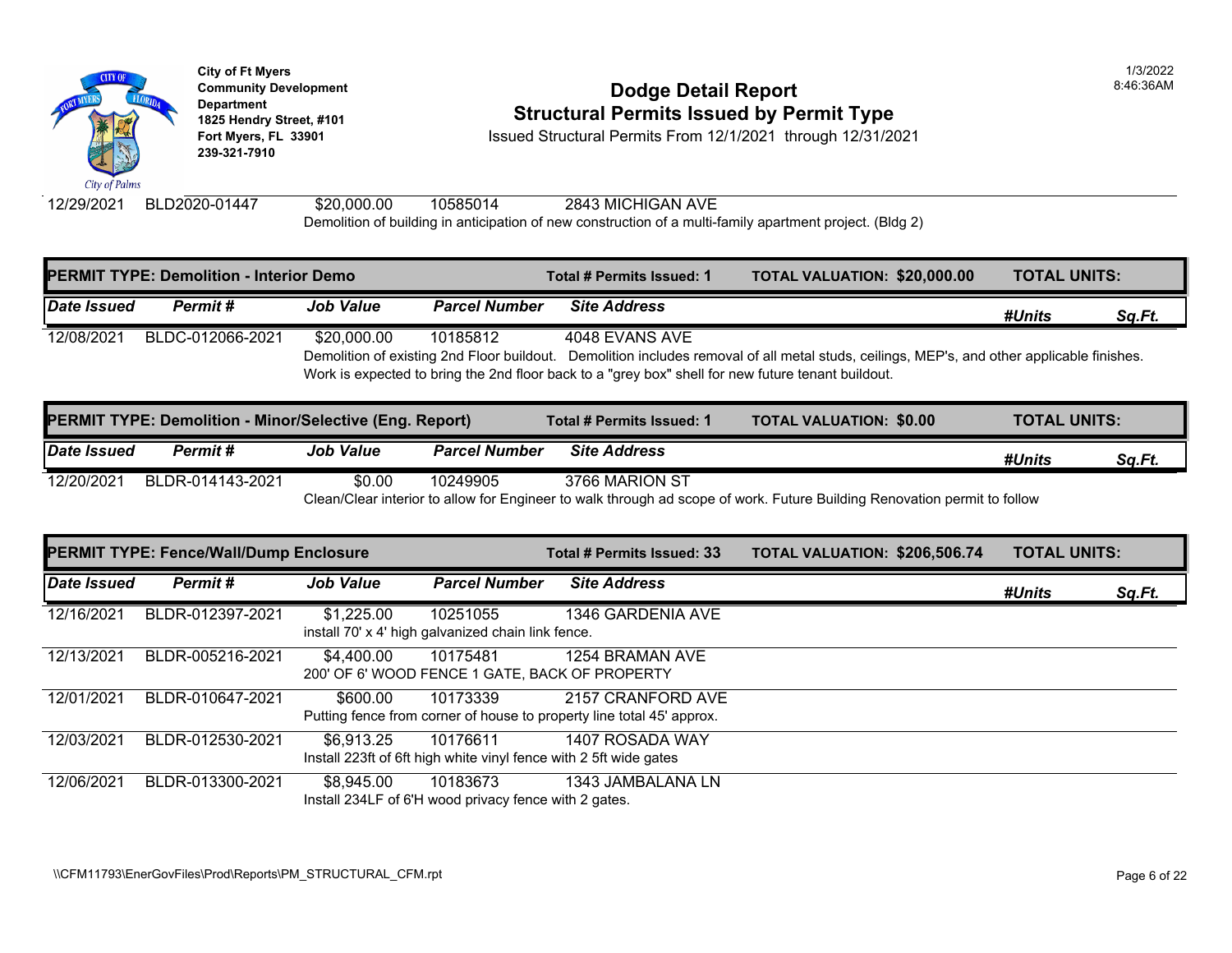| Date Issued | Permit # | Job Value | Parcel Number | Site Address | #Units | Sq.Ft. |
|---|---|---|---|---|---|---|
| 12/29/2021 | BLD2020-01447 | $20,000.00 | 10585014 | 2843 MICHIGAN AVE | | |
| | | Demolition of building in anticipation of new construction of a multi-family apartment project. (Bldg 2) | | | | |

**PERMIT TYPE: Demolition - Interior Demo** — Total # Permits Issued: 1 — TOTAL VALUATION: $20,000.00 — TOTAL UNITS:

| Date Issued | Permit # | Job Value | Parcel Number | Site Address | #Units | Sq.Ft. |
|---|---|---|---|---|---|---|
| 12/08/2021 | BLDC-012066-2021 | $20,000.00 | 10185812 | 4048 EVANS AVE | | |
| | | Demolition of existing 2nd Floor buildout. Demolition includes removal of all metal studs, ceilings, MEP's, and other applicable finishes. Work is expected to bring the 2nd floor back to a "grey box" shell for new future tenant buildout. | | | | |

**PERMIT TYPE: Demolition - Minor/Selective (Eng. Report)** — Total # Permits Issued: 1 — TOTAL VALUATION: $0.00 — TOTAL UNITS:

| Date Issued | Permit # | Job Value | Parcel Number | Site Address | #Units | Sq.Ft. |
|---|---|---|---|---|---|---|
| 12/20/2021 | BLDR-014143-2021 | $0.00 | 10249905 | 3766 MARION ST | | |
| | | Clean/Clear interior to allow for Engineer to walk through ad scope of work. Future Building Renovation permit to follow | | | | |

**PERMIT TYPE: Fence/Wall/Dump Enclosure** — Total # Permits Issued: 33 — TOTAL VALUATION: $206,506.74 — TOTAL UNITS:

| Date Issued | Permit # | Job Value | Parcel Number | Site Address | #Units | Sq.Ft. |
|---|---|---|---|---|---|---|
| 12/16/2021 | BLDR-012397-2021 | $1,225.00 | 10251055 | 1346 GARDENIA AVE | | |
| | | install 70' x 4' high galvanized chain link fence. | | | | |
| 12/13/2021 | BLDR-005216-2021 | $4,400.00 | 10175481 | 1254 BRAMAN AVE | | |
| | | 200' OF 6' WOOD FENCE 1 GATE, BACK OF PROPERTY | | | | |
| 12/01/2021 | BLDR-010647-2021 | $600.00 | 10173339 | 2157 CRANFORD AVE | | |
| | | Putting fence from corner of house to property line total 45' approx. | | | | |
| 12/03/2021 | BLDR-012530-2021 | $6,913.25 | 10176611 | 1407 ROSADA WAY | | |
| | | Install 223ft of 6ft high white vinyl fence with 2 5ft wide gates | | | | |
| 12/06/2021 | BLDR-013300-2021 | $8,945.00 | 10183673 | 1343 JAMBALANA LN | | |
| | | Install 234LF of 6'H wood privacy fence with 2 gates. | | | | |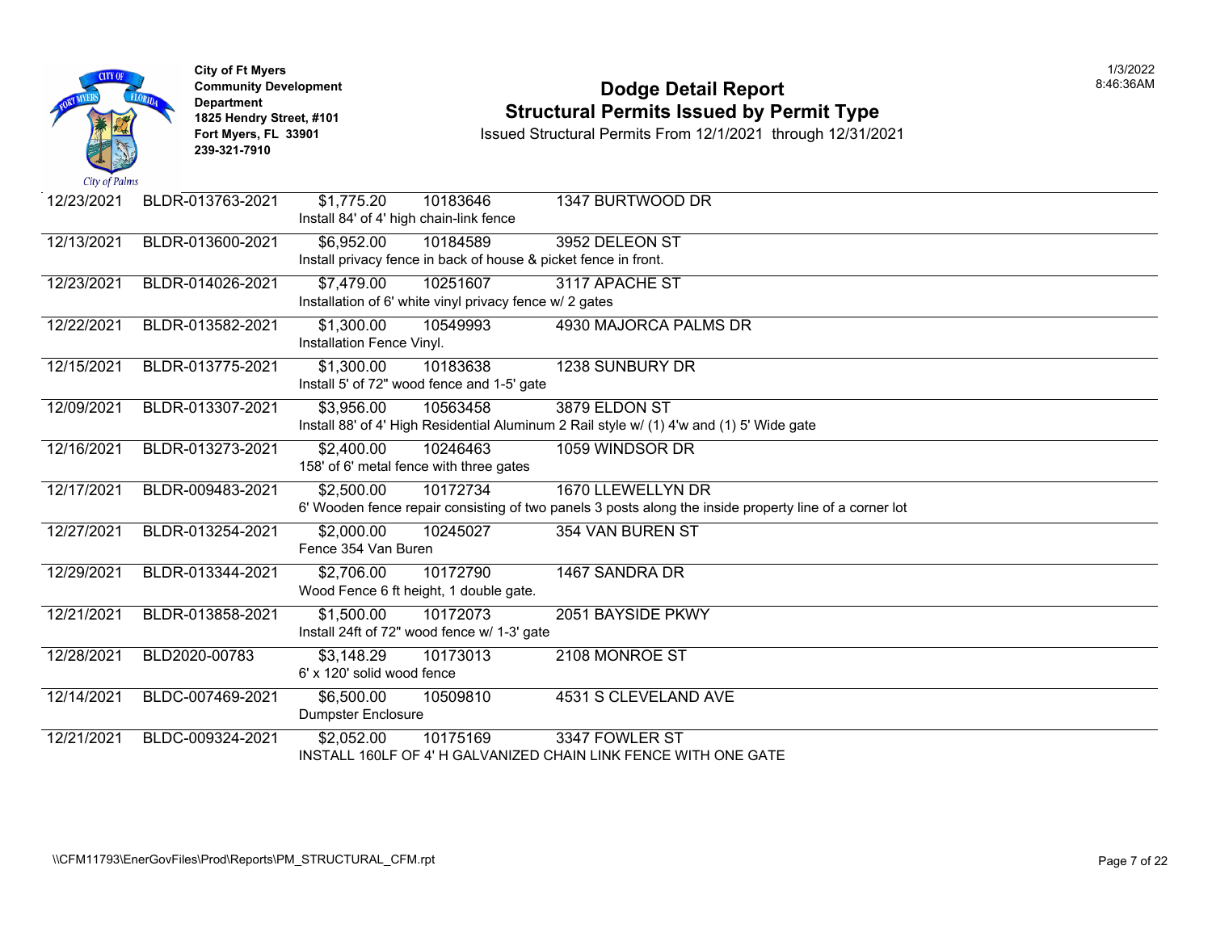City of Ft Myers
Community Development Department
1825 Hendry Street, #101
Fort Myers, FL 33901
239-321-7910

# Dodge Detail Report
## Structural Permits Issued by Permit Type
Issued Structural Permits From 12/1/2021 through 12/31/2021

1/3/2022
8:46:36AM

| Date | Permit | Value | Parcel | Address |
|---|---|---|---|---|
| 12/23/2021 | BLDR-013763-2021 | $1,775.20 | 10183646 | 1347 BURTWOOD DR |
| | | Install 84' of 4' high chain-link fence | | |
| 12/13/2021 | BLDR-013600-2021 | $6,952.00 | 10184589 | 3952 DELEON ST |
| | | Install privacy fence in back of house & picket fence in front. | | |
| 12/23/2021 | BLDR-014026-2021 | $7,479.00 | 10251607 | 3117 APACHE ST |
| | | Installation of 6' white vinyl privacy fence w/ 2 gates | | |
| 12/22/2021 | BLDR-013582-2021 | $1,300.00 | 10549993 | 4930 MAJORCA PALMS DR |
| | | Installation Fence Vinyl. | | |
| 12/15/2021 | BLDR-013775-2021 | $1,300.00 | 10183638 | 1238 SUNBURY DR |
| | | Install 5' of 72" wood fence and 1-5' gate | | |
| 12/09/2021 | BLDR-013307-2021 | $3,956.00 | 10563458 | 3879 ELDON ST |
| | | Install 88' of 4' High Residential Aluminum 2 Rail style w/ (1) 4'w and (1) 5' Wide gate | | |
| 12/16/2021 | BLDR-013273-2021 | $2,400.00 | 10246463 | 1059 WINDSOR DR |
| | | 158' of 6' metal fence with three gates | | |
| 12/17/2021 | BLDR-009483-2021 | $2,500.00 | 10172734 | 1670 LLEWELLYN DR |
| | | 6' Wooden fence repair consisting of two panels 3 posts along the inside property line of a corner lot | | |
| 12/27/2021 | BLDR-013254-2021 | $2,000.00 | 10245027 | 354 VAN BUREN ST |
| | | Fence 354 Van Buren | | |
| 12/29/2021 | BLDR-013344-2021 | $2,706.00 | 10172790 | 1467 SANDRA DR |
| | | Wood Fence 6 ft height, 1 double gate. | | |
| 12/21/2021 | BLDR-013858-2021 | $1,500.00 | 10172073 | 2051 BAYSIDE PKWY |
| | | Install 24ft of 72" wood fence w/ 1-3' gate | | |
| 12/28/2021 | BLD2020-00783 | $3,148.29 | 10173013 | 2108 MONROE ST |
| | | 6' x 120' solid wood fence | | |
| 12/14/2021 | BLDC-007469-2021 | $6,500.00 | 10509810 | 4531 S CLEVELAND AVE |
| | | Dumpster Enclosure | | |
| 12/21/2021 | BLDC-009324-2021 | $2,052.00 | 10175169 | 3347 FOWLER ST |
| | | INSTALL 160LF OF 4' H GALVANIZED CHAIN LINK FENCE WITH ONE GATE | | |

\\CFM11793\EnerGovFiles\Prod\Reports\PM_STRUCTURAL_CFM.rpt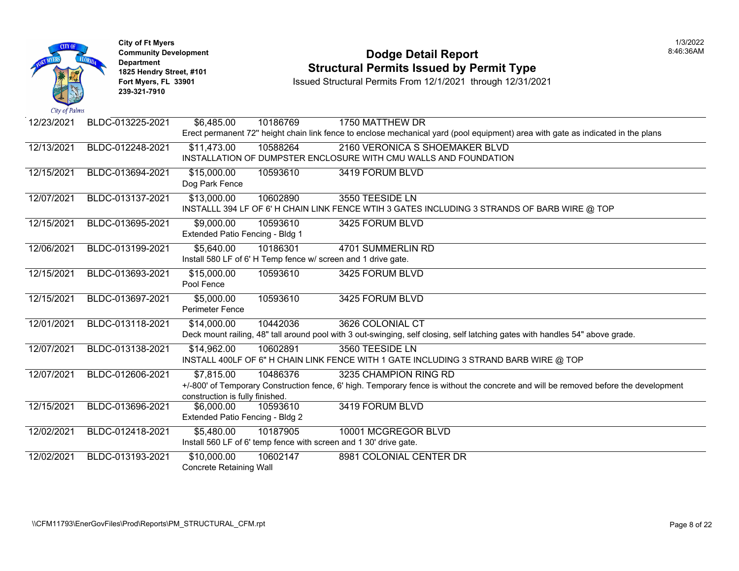City of Ft Myers
Community Development Department
1825 Hendry Street, #101
Fort Myers, FL 33901
239-321-7910

# Dodge Detail Report
## Structural Permits Issued by Permit Type

Issued Structural Permits From 12/1/2021 through 12/31/2021

1/3/2022
8:46:36AM

| Date | Permit | Value | Parcel | Address / Description |
|---|---|---|---|---|
| 12/23/2021 | BLDC-013225-2021 | $6,485.00 | 10186769 | 1750 MATTHEW DR |
| | | | | Erect permanent 72" height chain link fence to enclose mechanical yard (pool equipment) area with gate as indicated in the plans |
| 12/13/2021 | BLDC-012248-2021 | $11,473.00 | 10588264 | 2160 VERONICA S SHOEMAKER BLVD |
| | | | | INSTALLATION OF DUMPSTER ENCLOSURE WITH CMU WALLS AND FOUNDATION |
| 12/15/2021 | BLDC-013694-2021 | $15,000.00 | 10593610 | 3419 FORUM BLVD |
| | | | | Dog Park Fence |
| 12/07/2021 | BLDC-013137-2021 | $13,000.00 | 10602890 | 3550 TEESIDE LN |
| | | | | INSTALLL 394 LF OF 6' H CHAIN LINK FENCE WTIH 3 GATES INCLUDING 3 STRANDS OF BARB WIRE @ TOP |
| 12/15/2021 | BLDC-013695-2021 | $9,000.00 | 10593610 | 3425 FORUM BLVD |
| | | | | Extended Patio Fencing - Bldg 1 |
| 12/06/2021 | BLDC-013199-2021 | $5,640.00 | 10186301 | 4701 SUMMERLIN RD |
| | | | | Install 580 LF of 6' H Temp fence w/ screen and 1 drive gate. |
| 12/15/2021 | BLDC-013693-2021 | $15,000.00 | 10593610 | 3425 FORUM BLVD |
| | | | | Pool Fence |
| 12/15/2021 | BLDC-013697-2021 | $5,000.00 | 10593610 | 3425 FORUM BLVD |
| | | | | Perimeter Fence |
| 12/01/2021 | BLDC-013118-2021 | $14,000.00 | 10442036 | 3626 COLONIAL CT |
| | | | | Deck mount railing, 48" tall around pool with 3 out-swinging, self closing, self latching gates with handles 54" above grade. |
| 12/07/2021 | BLDC-013138-2021 | $14,962.00 | 10602891 | 3560 TEESIDE LN |
| | | | | INSTALL 400LF OF 6" H CHAIN LINK FENCE WITH 1 GATE INCLUDING 3 STRAND BARB WIRE @ TOP |
| 12/07/2021 | BLDC-012606-2021 | $7,815.00 | 10486376 | 3235 CHAMPION RING RD |
| | | | | +/-800' of Temporary Construction fence, 6' high. Temporary fence is without the concrete and will be removed before the development construction is fully finished. |
| 12/15/2021 | BLDC-013696-2021 | $6,000.00 | 10593610 | 3419 FORUM BLVD |
| | | | | Extended Patio Fencing - Bldg 2 |
| 12/02/2021 | BLDC-012418-2021 | $5,480.00 | 10187905 | 10001 MCGREGOR BLVD |
| | | | | Install 560 LF of 6' temp fence with screen and 1 30' drive gate. |
| 12/02/2021 | BLDC-013193-2021 | $10,000.00 | 10602147 | 8981 COLONIAL CENTER DR |
| | | | | Concrete Retaining Wall |

\\CFM11793\EnerGovFiles\Prod\Reports\PM_STRUCTURAL_CFM.rpt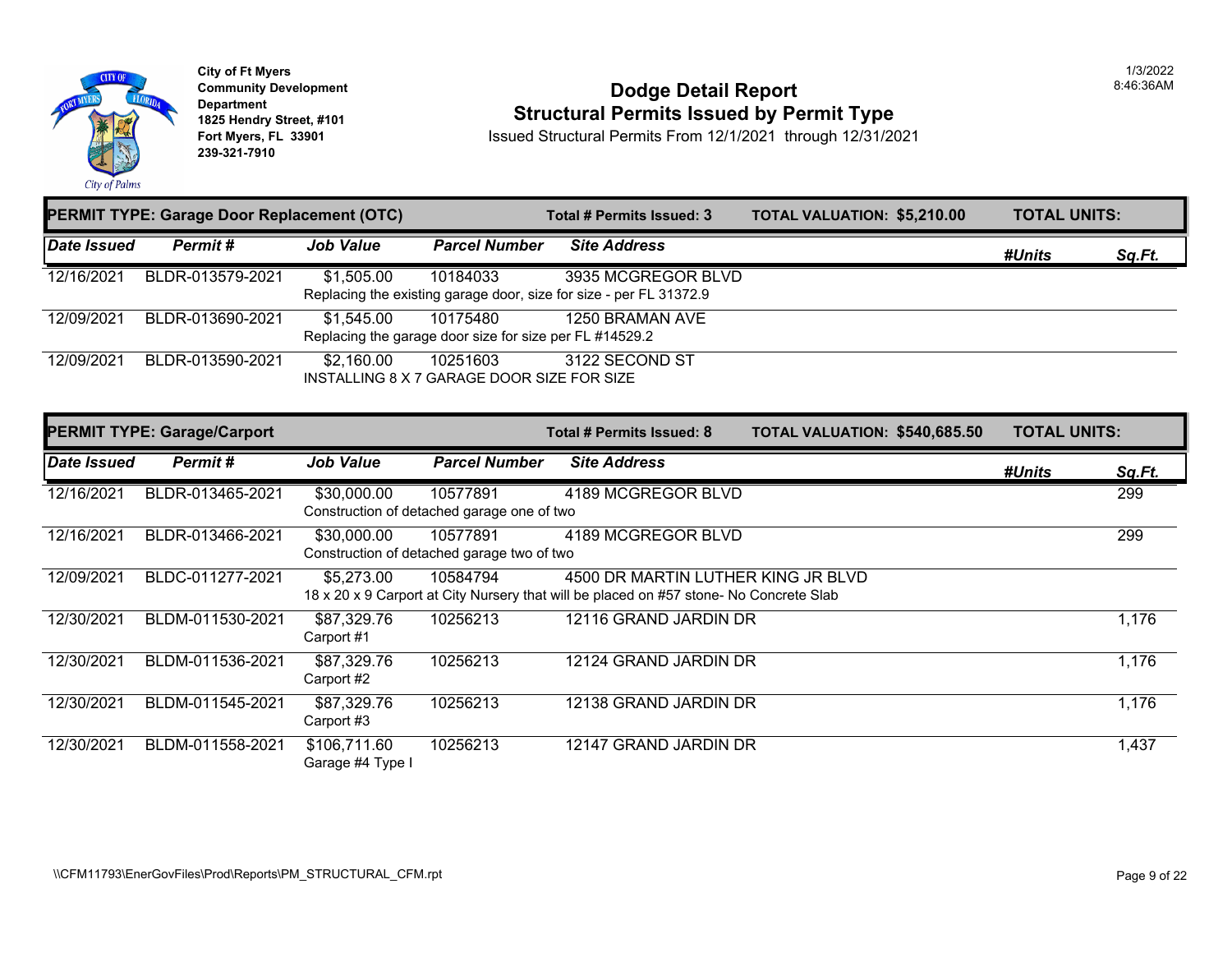City of Ft Myers
Community Development Department
1825 Hendry Street, #101
Fort Myers, FL 33901
239-321-7910

# Dodge Detail Report
## Structural Permits Issued by Permit Type

Issued Structural Permits From 12/1/2021 through 12/31/2021

1/3/2022
8:46:36AM

### PERMIT TYPE: Garage Door Replacement (OTC)

**Total # Permits Issued: 3** | **TOTAL VALUATION: $5,210.00** | **TOTAL UNITS:**

| Date Issued | Permit # | Job Value | Parcel Number | Site Address | #Units | Sq.Ft. |
|---|---|---|---|---|---|---|
| 12/16/2021 | BLDR-013579-2021 | $1,505.00 | 10184033 | 3935 MCGREGOR BLVD | | |
| | | Replacing the existing garage door, size for size - per FL 31372.9 | | | | |
| 12/09/2021 | BLDR-013690-2021 | $1,545.00 | 10175480 | 1250 BRAMAN AVE | | |
| | | Replacing the garage door size for size per FL #14529.2 | | | | |
| 12/09/2021 | BLDR-013590-2021 | $2,160.00 | 10251603 | 3122 SECOND ST | | |
| | | INSTALLING 8 X 7 GARAGE DOOR SIZE FOR SIZE | | | | |

### PERMIT TYPE: Garage/Carport

**Total # Permits Issued: 8** | **TOTAL VALUATION: $540,685.50** | **TOTAL UNITS:**

| Date Issued | Permit # | Job Value | Parcel Number | Site Address | #Units | Sq.Ft. |
|---|---|---|---|---|---|---|
| 12/16/2021 | BLDR-013465-2021 | $30,000.00 | 10577891 | 4189 MCGREGOR BLVD | | 299 |
| | | Construction of detached garage one of two | | | | |
| 12/16/2021 | BLDR-013466-2021 | $30,000.00 | 10577891 | 4189 MCGREGOR BLVD | | 299 |
| | | Construction of detached garage two of two | | | | |
| 12/09/2021 | BLDC-011277-2021 | $5,273.00 | 10584794 | 4500 DR MARTIN LUTHER KING JR BLVD | | |
| | | 18 x 20 x 9 Carport at City Nursery that will be placed on #57 stone- No Concrete Slab | | | | |
| 12/30/2021 | BLDM-011530-2021 | $87,329.76 | 10256213 | 12116 GRAND JARDIN DR | | 1,176 |
| | | Carport #1 | | | | |
| 12/30/2021 | BLDM-011536-2021 | $87,329.76 | 10256213 | 12124 GRAND JARDIN DR | | 1,176 |
| | | Carport #2 | | | | |
| 12/30/2021 | BLDM-011545-2021 | $87,329.76 | 10256213 | 12138 GRAND JARDIN DR | | 1,176 |
| | | Carport #3 | | | | |
| 12/30/2021 | BLDM-011558-2021 | $106,711.60 | 10256213 | 12147 GRAND JARDIN DR | | 1,437 |
| | | Garage #4 Type I | | | | |

\\CFM11793\EnerGovFiles\Prod\Reports\PM_STRUCTURAL_CFM.rpt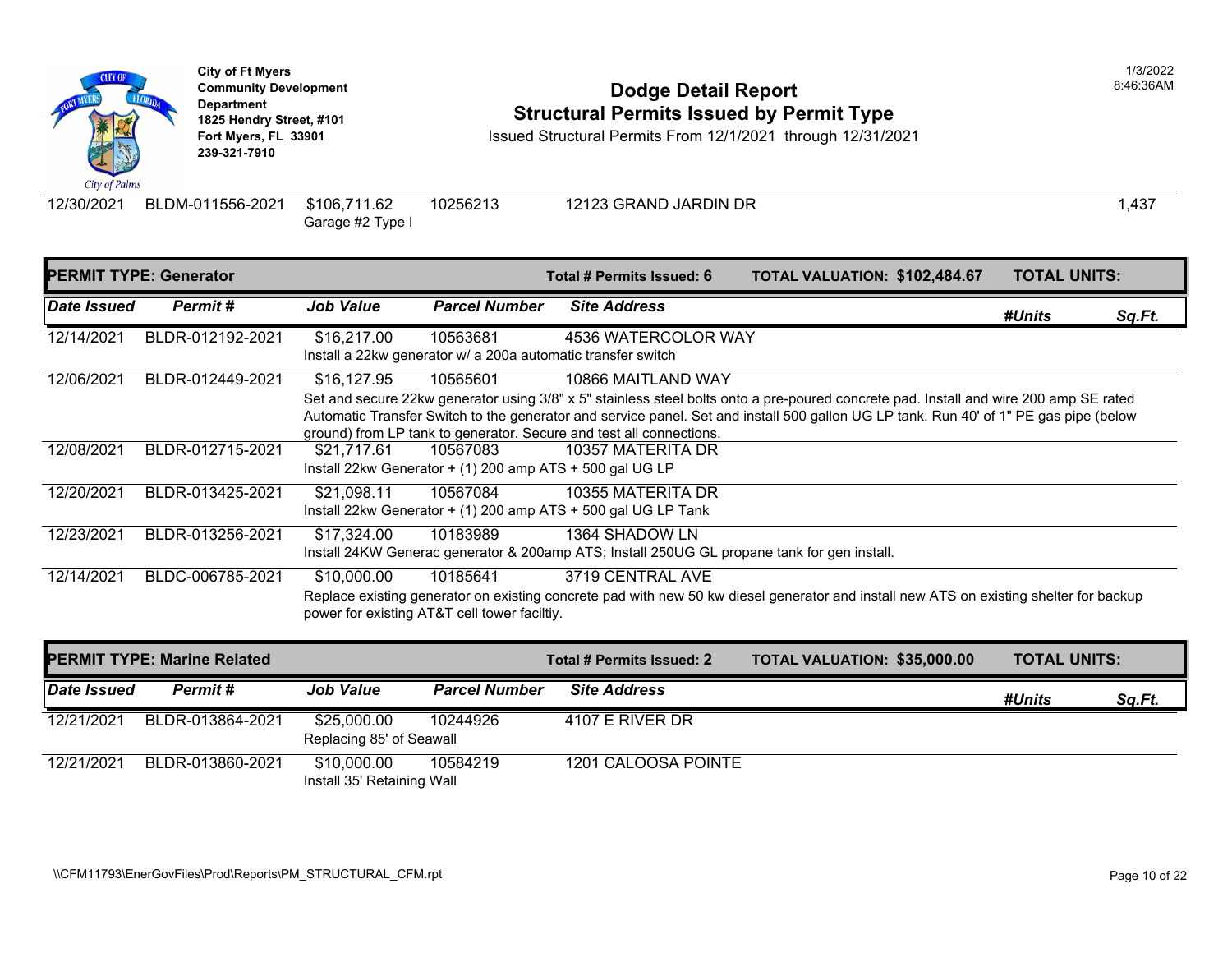City of Ft Myers
Community Development Department
1825 Hendry Street, #101
Fort Myers, FL 33901
239-321-7910

# Dodge Detail Report
## Structural Permits Issued by Permit Type

Issued Structural Permits From 12/1/2021 through 12/31/2021

1/3/2022
8:46:36AM

| Date Issued | Permit # | Job Value | Parcel Number | Site Address | #Units | Sq.Ft. |
|---|---|---|---|---|---|---|
| 12/30/2021 | BLDM-011556-2021 | $106,711.62 | 10256213 | 12123 GRAND JARDIN DR | | 1,437 |
| | | Garage #2 Type I | | | | |

**PERMIT TYPE: Generator** — Total # Permits Issued: 6 — TOTAL VALUATION: $102,484.67 — TOTAL UNITS:

| Date Issued | Permit # | Job Value | Parcel Number | Site Address | #Units | Sq.Ft. |
|---|---|---|---|---|---|---|
| 12/14/2021 | BLDR-012192-2021 | $16,217.00 | 10563681 | 4536 WATERCOLOR WAY | | |
| | | Install a 22kw generator w/ a 200a automatic transfer switch | | | | |
| 12/06/2021 | BLDR-012449-2021 | $16,127.95 | 10565601 | 10866 MAITLAND WAY | | |
| | | Set and secure 22kw generator using 3/8" x 5" stainless steel bolts onto a pre-poured concrete pad. Install and wire 200 amp SE rated Automatic Transfer Switch to the generator and service panel. Set and install 500 gallon UG LP tank. Run 40' of 1" PE gas pipe (below ground) from LP tank to generator. Secure and test all connections. | | | | |
| 12/08/2021 | BLDR-012715-2021 | $21,717.61 | 10567083 | 10357 MATERITA DR | | |
| | | Install 22kw Generator + (1) 200 amp ATS + 500 gal UG LP | | | | |
| 12/20/2021 | BLDR-013425-2021 | $21,098.11 | 10567084 | 10355 MATERITA DR | | |
| | | Install 22kw Generator + (1) 200 amp ATS + 500 gal UG LP Tank | | | | |
| 12/23/2021 | BLDR-013256-2021 | $17,324.00 | 10183989 | 1364 SHADOW LN | | |
| | | Install 24KW Generac generator & 200amp ATS; Install 250UG GL propane tank for gen install. | | | | |
| 12/14/2021 | BLDC-006785-2021 | $10,000.00 | 10185641 | 3719 CENTRAL AVE | | |
| | | Replace existing generator on existing concrete pad with new 50 kw diesel generator and install new ATS on existing shelter for backup power for existing AT&T cell tower faciltiy. | | | | |

**PERMIT TYPE: Marine Related** — Total # Permits Issued: 2 — TOTAL VALUATION: $35,000.00 — TOTAL UNITS:

| Date Issued | Permit # | Job Value | Parcel Number | Site Address | #Units | Sq.Ft. |
|---|---|---|---|---|---|---|
| 12/21/2021 | BLDR-013864-2021 | $25,000.00 | 10244926 | 4107 E RIVER DR | | |
| | | Replacing 85' of Seawall | | | | |
| 12/21/2021 | BLDR-013860-2021 | $10,000.00 | 10584219 | 1201 CALOOSA POINTE | | |
| | | Install 35' Retaining Wall | | | | |

\\CFM11793\EnerGovFiles\Prod\Reports\PM_STRUCTURAL_CFM.rpt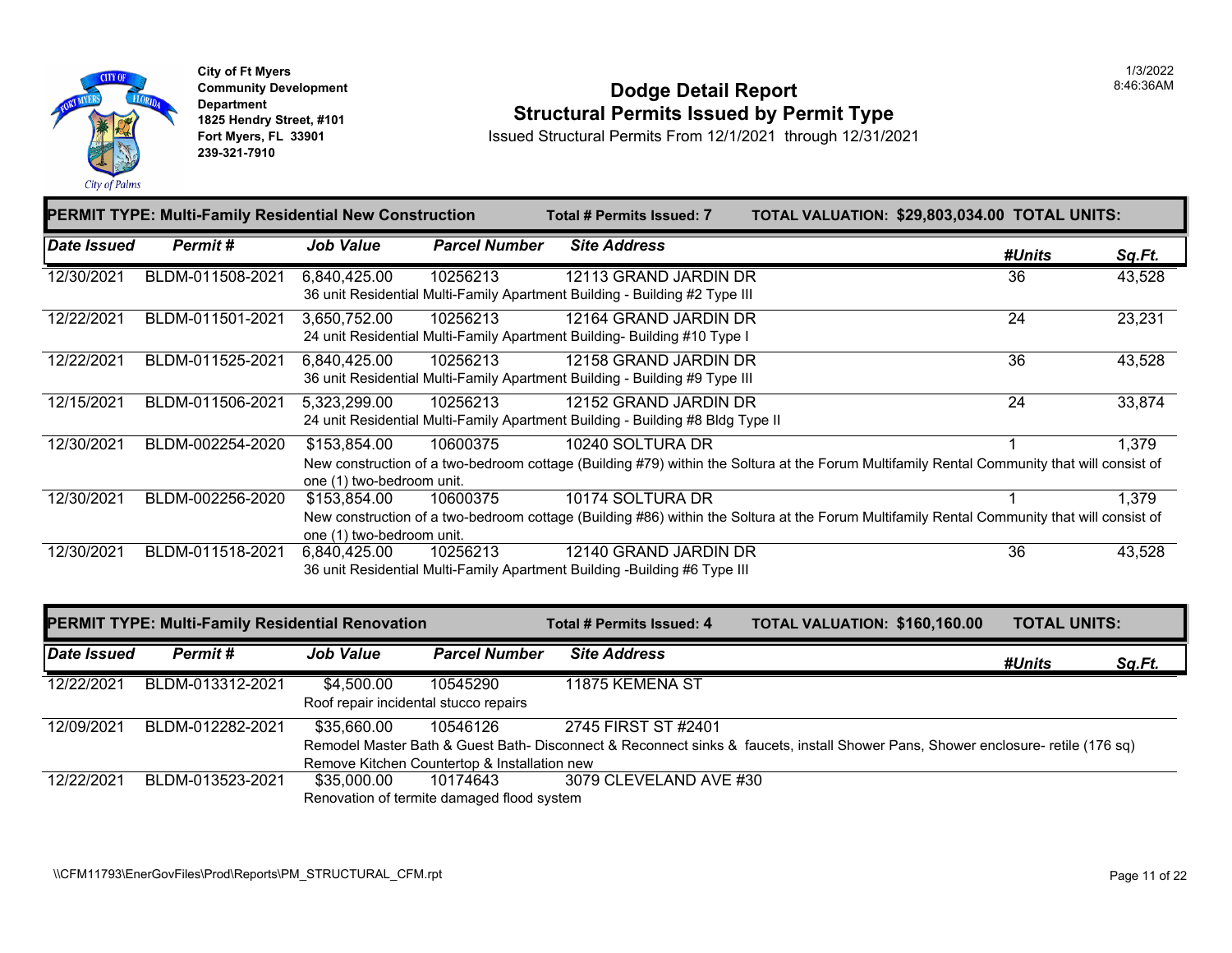City of Ft Myers
Community Development Department
1825 Hendry Street, #101
Fort Myers, FL 33901
239-321-7910

1/3/2022
8:46:36AM

# Dodge Detail Report
## Structural Permits Issued by Permit Type

Issued Structural Permits From 12/1/2021 through 12/31/2021

**PERMIT TYPE: Multi-Family Residential New Construction** — **Total # Permits Issued: 7** — **TOTAL VALUATION: $29,803,034.00** — **TOTAL UNITS:**

| Date Issued | Permit # | Job Value | Parcel Number | Site Address | #Units | Sq.Ft. |
|---|---|---|---|---|---|---|
| 12/30/2021 | BLDM-011508-2021 | 6,840,425.00 | 10256213 | 12113 GRAND JARDIN DR | 36 | 43,528 |
| | | 36 unit Residential Multi-Family Apartment Building - Building #2 Type III | | | | |
| 12/22/2021 | BLDM-011501-2021 | 3,650,752.00 | 10256213 | 12164 GRAND JARDIN DR | 24 | 23,231 |
| | | 24 unit Residential Multi-Family Apartment Building- Building #10 Type I | | | | |
| 12/22/2021 | BLDM-011525-2021 | 6,840,425.00 | 10256213 | 12158 GRAND JARDIN DR | 36 | 43,528 |
| | | 36 unit Residential Multi-Family Apartment Building - Building #9 Type III | | | | |
| 12/15/2021 | BLDM-011506-2021 | 5,323,299.00 | 10256213 | 12152 GRAND JARDIN DR | 24 | 33,874 |
| | | 24 unit Residential Multi-Family Apartment Building - Building #8 Bldg Type II | | | | |
| 12/30/2021 | BLDM-002254-2020 | $153,854.00 | 10600375 | 10240 SOLTURA DR | 1 | 1,379 |
| | | New construction of a two-bedroom cottage (Building #79) within the Soltura at the Forum Multifamily Rental Community that will consist of one (1) two-bedroom unit. | | | | |
| 12/30/2021 | BLDM-002256-2020 | $153,854.00 | 10600375 | 10174 SOLTURA DR | 1 | 1,379 |
| | | New construction of a two-bedroom cottage (Building #86) within the Soltura at the Forum Multifamily Rental Community that will consist of one (1) two-bedroom unit. | | | | |
| 12/30/2021 | BLDM-011518-2021 | 6,840,425.00 | 10256213 | 12140 GRAND JARDIN DR | 36 | 43,528 |
| | | 36 unit Residential Multi-Family Apartment Building -Building #6 Type III | | | | |

**PERMIT TYPE: Multi-Family Residential Renovation** — **Total # Permits Issued: 4** — **TOTAL VALUATION: $160,160.00** — **TOTAL UNITS:**

| Date Issued | Permit # | Job Value | Parcel Number | Site Address | #Units | Sq.Ft. |
|---|---|---|---|---|---|---|
| 12/22/2021 | BLDM-013312-2021 | $4,500.00 | 10545290 | 11875 KEMENA ST | | |
| | | Roof repair incidental stucco repairs | | | | |
| 12/09/2021 | BLDM-012282-2021 | $35,660.00 | 10546126 | 2745 FIRST ST #2401 | | |
| | | Remodel Master Bath & Guest Bath- Disconnect & Reconnect sinks & faucets, install Shower Pans, Shower enclosure- retile (176 sq) Remove Kitchen Countertop & Installation new | | | | |
| 12/22/2021 | BLDM-013523-2021 | $35,000.00 | 10174643 | 3079 CLEVELAND AVE #30 | | |
| | | Renovation of termite damaged flood system | | | | |

\\CFM11793\EnerGovFiles\Prod\Reports\PM_STRUCTURAL_CFM.rpt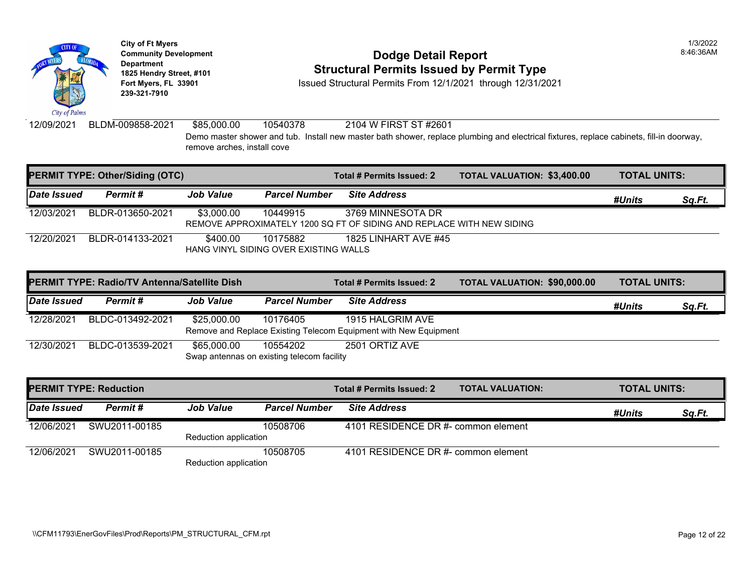City of Ft Myers
Community Development Department
1825 Hendry Street, #101
Fort Myers, FL 33901
239-321-7910

# Dodge Detail Report
## Structural Permits Issued by Permit Type

Issued Structural Permits From 12/1/2021 through 12/31/2021

1/3/2022
8:46:36AM

| Date Issued | Permit # | Job Value | Parcel Number | Site Address | #Units | Sq.Ft. |
|---|---|---|---|---|---|---|
| 12/09/2021 | BLDM-009858-2021 | $85,000.00 | 10540378 | 2104 W FIRST ST #2601 | | |
| | | Demo master shower and tub. Install new master bath shower, replace plumbing and electrical fixtures, replace cabinets, fill-in doorway, remove arches, install cove | | | | |

### PERMIT TYPE: Other/Siding (OTC)

Total # Permits Issued: 2 | TOTAL VALUATION: $3,400.00 | TOTAL UNITS:

| Date Issued | Permit # | Job Value | Parcel Number | Site Address | #Units | Sq.Ft. |
|---|---|---|---|---|---|---|
| 12/03/2021 | BLDR-013650-2021 | $3,000.00 | 10449915 | 3769 MINNESOTA DR | | |
| | | REMOVE APPROXIMATELY 1200 SQ FT OF SIDING AND REPLACE WITH NEW SIDING | | | | |
| 12/20/2021 | BLDR-014133-2021 | $400.00 | 10175882 | 1825 LINHART AVE #45 | | |
| | | HANG VINYL SIDING OVER EXISTING WALLS | | | | |

### PERMIT TYPE: Radio/TV Antenna/Satellite Dish

Total # Permits Issued: 2 | TOTAL VALUATION: $90,000.00 | TOTAL UNITS:

| Date Issued | Permit # | Job Value | Parcel Number | Site Address | #Units | Sq.Ft. |
|---|---|---|---|---|---|---|
| 12/28/2021 | BLDC-013492-2021 | $25,000.00 | 10176405 | 1915 HALGRIM AVE | | |
| | | Remove and Replace Existing Telecom Equipment with New Equipment | | | | |
| 12/30/2021 | BLDC-013539-2021 | $65,000.00 | 10554202 | 2501 ORTIZ AVE | | |
| | | Swap antennas on existing telecom facility | | | | |

### PERMIT TYPE: Reduction

Total # Permits Issued: 2 | TOTAL VALUATION: | TOTAL UNITS:

| Date Issued | Permit # | Job Value | Parcel Number | Site Address | #Units | Sq.Ft. |
|---|---|---|---|---|---|---|
| 12/06/2021 | SWU2011-00185 | | 10508706 | 4101 RESIDENCE DR #- common element | | |
| | | Reduction application | | | | |
| 12/06/2021 | SWU2011-00185 | | 10508705 | 4101 RESIDENCE DR #- common element | | |
| | | Reduction application | | | | |

\\CFM11793\EnerGovFiles\Prod\Reports\PM_STRUCTURAL_CFM.rpt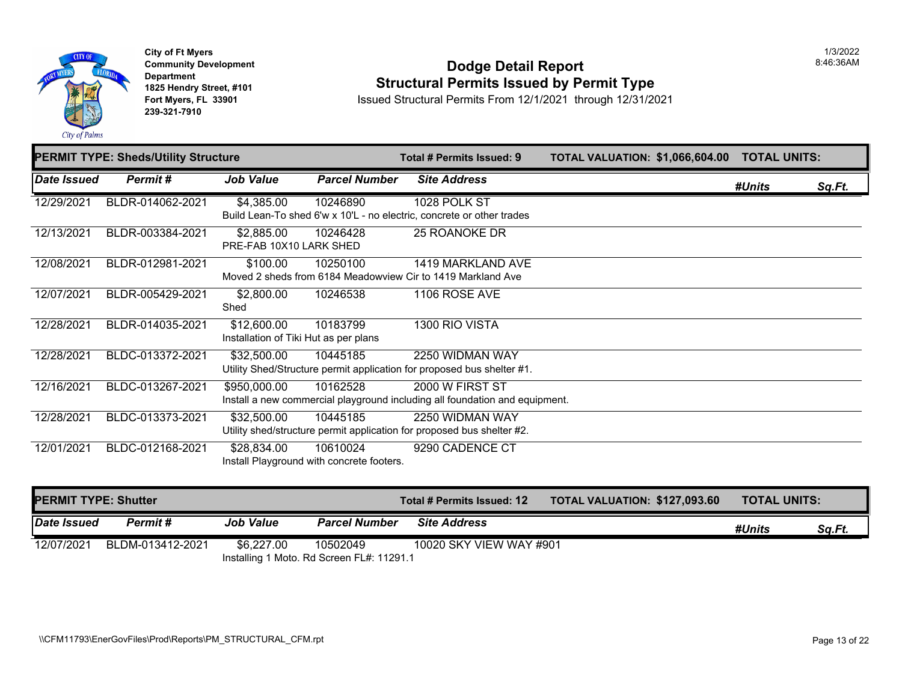City of Ft Myers
Community Development Department
1825 Hendry Street, #101
Fort Myers, FL 33901
239-321-7910

# Dodge Detail Report
## Structural Permits Issued by Permit Type

Issued Structural Permits From 12/1/2021 through 12/31/2021

1/3/2022
8:46:36AM

**PERMIT TYPE: Sheds/Utility Structure** | **Total # Permits Issued: 9** | **TOTAL VALUATION: $1,066,604.00** | **TOTAL UNITS:**

| Date Issued | Permit # | Job Value | Parcel Number | Site Address | #Units | Sq.Ft. |
|---|---|---|---|---|---|---|
| 12/29/2021 | BLDR-014062-2021 | $4,385.00 | 10246890 | 1028 POLK ST | | |
| | | Build Lean-To shed 6'w x 10'L - no electric, concrete or other trades | | | | |
| 12/13/2021 | BLDR-003384-2021 | $2,885.00 | 10246428 | 25 ROANOKE DR | | |
| | | PRE-FAB 10X10 LARK SHED | | | | |
| 12/08/2021 | BLDR-012981-2021 | $100.00 | 10250100 | 1419 MARKLAND AVE | | |
| | | Moved 2 sheds from 6184 Meadowview Cir to 1419 Markland Ave | | | | |
| 12/07/2021 | BLDR-005429-2021 | $2,800.00 | 10246538 | 1106 ROSE AVE | | |
| | | Shed | | | | |
| 12/28/2021 | BLDR-014035-2021 | $12,600.00 | 10183799 | 1300 RIO VISTA | | |
| | | Installation of Tiki Hut as per plans | | | | |
| 12/28/2021 | BLDC-013372-2021 | $32,500.00 | 10445185 | 2250 WIDMAN WAY | | |
| | | Utility Shed/Structure permit application for proposed bus shelter #1. | | | | |
| 12/16/2021 | BLDC-013267-2021 | $950,000.00 | 10162528 | 2000 W FIRST ST | | |
| | | Install a new commercial playground including all foundation and equipment. | | | | |
| 12/28/2021 | BLDC-013373-2021 | $32,500.00 | 10445185 | 2250 WIDMAN WAY | | |
| | | Utility shed/structure permit application for proposed bus shelter #2. | | | | |
| 12/01/2021 | BLDC-012168-2021 | $28,834.00 | 10610024 | 9290 CADENCE CT | | |
| | | Install Playground with concrete footers. | | | | |

**PERMIT TYPE: Shutter** | **Total # Permits Issued: 12** | **TOTAL VALUATION: $127,093.60** | **TOTAL UNITS:**

| Date Issued | Permit # | Job Value | Parcel Number | Site Address | #Units | Sq.Ft. |
|---|---|---|---|---|---|---|
| 12/07/2021 | BLDM-013412-2021 | $6,227.00 | 10502049 | 10020 SKY VIEW WAY #901 | | |
| | | Installing 1 Moto. Rd Screen FL#: 11291.1 | | | | |

\\CFM11793\EnerGovFiles\Prod\Reports\PM_STRUCTURAL_CFM.rpt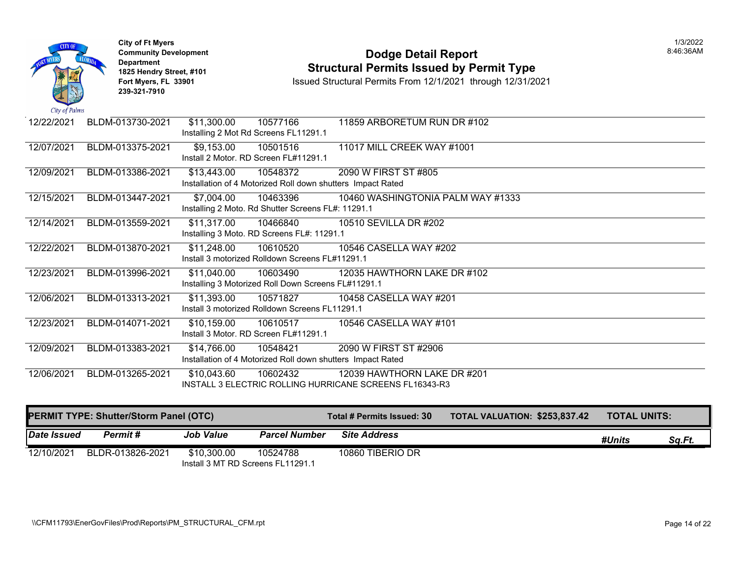City of Ft Myers
Community Development Department
1825 Hendry Street, #101
Fort Myers, FL 33901
239-321-7910

# Dodge Detail Report
## Structural Permits Issued by Permit Type

Issued Structural Permits From 12/1/2021 through 12/31/2021

1/3/2022
8:46:36AM

| Date Issued | Permit # | Job Value | Parcel Number | Site Address |
|---|---|---|---|---|
| 12/22/2021 | BLDM-013730-2021 | $11,300.00 | 10577166 | 11859 ARBORETUM RUN DR #102 |
| | | Installing 2 Mot Rd Screens FL11291.1 | | |
| 12/07/2021 | BLDM-013375-2021 | $9,153.00 | 10501516 | 11017 MILL CREEK WAY #1001 |
| | | Install 2 Motor. RD Screen FL#11291.1 | | |
| 12/09/2021 | BLDM-013386-2021 | $13,443.00 | 10548372 | 2090 W FIRST ST #805 |
| | | Installation of 4 Motorized Roll down shutters Impact Rated | | |
| 12/15/2021 | BLDM-013447-2021 | $7,004.00 | 10463396 | 10460 WASHINGTONIA PALM WAY #1333 |
| | | Installing 2 Moto. Rd Shutter Screens FL#: 11291.1 | | |
| 12/14/2021 | BLDM-013559-2021 | $11,317.00 | 10466840 | 10510 SEVILLA DR #202 |
| | | Installing 3 Moto. RD Screens FL#: 11291.1 | | |
| 12/22/2021 | BLDM-013870-2021 | $11,248.00 | 10610520 | 10546 CASELLA WAY #202 |
| | | Install 3 motorized Rolldown Screens FL#11291.1 | | |
| 12/23/2021 | BLDM-013996-2021 | $11,040.00 | 10603490 | 12035 HAWTHORN LAKE DR #102 |
| | | Installing 3 Motorized Roll Down Screens FL#11291.1 | | |
| 12/06/2021 | BLDM-013313-2021 | $11,393.00 | 10571827 | 10458 CASELLA WAY #201 |
| | | Install 3 motorized Rolldown Screens FL11291.1 | | |
| 12/23/2021 | BLDM-014071-2021 | $10,159.00 | 10610517 | 10546 CASELLA WAY #101 |
| | | Install 3 Motor. RD Screen FL#11291.1 | | |
| 12/09/2021 | BLDM-013383-2021 | $14,766.00 | 10548421 | 2090 W FIRST ST #2906 |
| | | Installation of 4 Motorized Roll down shutters Impact Rated | | |
| 12/06/2021 | BLDM-013265-2021 | $10,043.60 | 10602432 | 12039 HAWTHORN LAKE DR #201 |
| | | INSTALL 3 ELECTRIC ROLLING HURRICANE SCREENS FL16343-R3 | | |

**PERMIT TYPE: Shutter/Storm Panel (OTC)** — **Total # Permits Issued: 30** — **TOTAL VALUATION: $253,837.42** — **TOTAL UNITS:**

| Date Issued | Permit # | Job Value | Parcel Number | Site Address | #Units | Sq.Ft. |
|---|---|---|---|---|---|---|
| 12/10/2021 | BLDR-013826-2021 | $10,300.00 | 10524788 | 10860 TIBERIO DR | | |
| | | Install 3 MT RD Screens FL11291.1 | | | | |

\\CFM11793\EnerGovFiles\Prod\Reports\PM_STRUCTURAL_CFM.rpt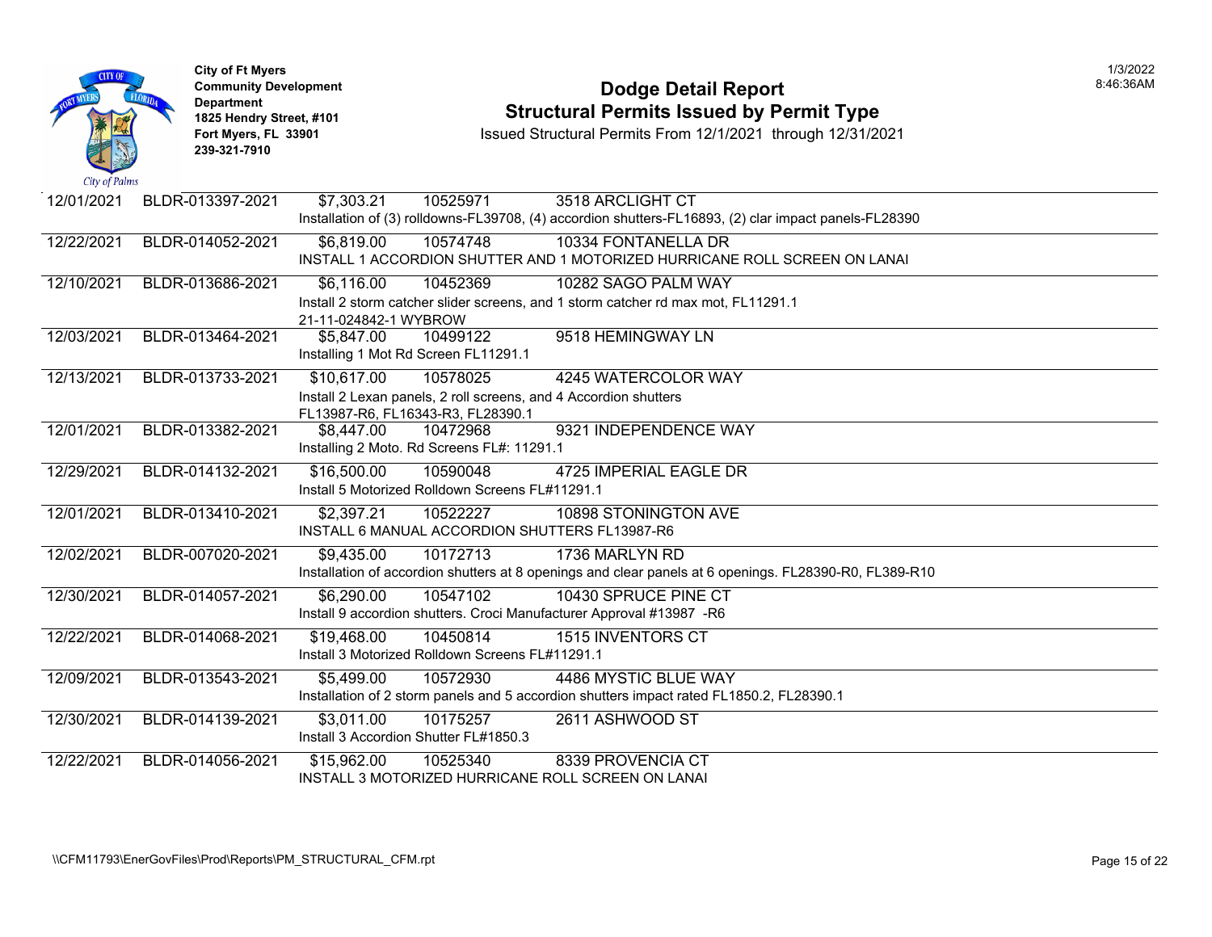City of Ft Myers
Community Development Department
1825 Hendry Street, #101
Fort Myers, FL 33901
239-321-7910

# Dodge Detail Report
## Structural Permits Issued by Permit Type
Issued Structural Permits From 12/1/2021 through 12/31/2021

1/3/2022
8:46:36AM

| Date | Permit | Value | Parcel | Address |
|---|---|---|---|---|
| 12/01/2021 | BLDR-013397-2021 | $7,303.21 | 10525971 | 3518 ARCLIGHT CT |
| | | Installation of (3) rolldowns-FL39708, (4) accordion shutters-FL16893, (2) clar impact panels-FL28390 | | |
| 12/22/2021 | BLDR-014052-2021 | $6,819.00 | 10574748 | 10334 FONTANELLA DR |
| | | INSTALL 1 ACCORDION SHUTTER AND 1 MOTORIZED HURRICANE ROLL SCREEN ON LANAI | | |
| 12/10/2021 | BLDR-013686-2021 | $6,116.00 | 10452369 | 10282 SAGO PALM WAY |
| | | Install 2 storm catcher slider screens, and 1 storm catcher rd max mot, FL11291.1 21-11-024842-1 WYBROW | | |
| 12/03/2021 | BLDR-013464-2021 | $5,847.00 | 10499122 | 9518 HEMINGWAY LN |
| | | Installing 1 Mot Rd Screen FL11291.1 | | |
| 12/13/2021 | BLDR-013733-2021 | $10,617.00 | 10578025 | 4245 WATERCOLOR WAY |
| | | Install 2 Lexan panels, 2 roll screens, and 4 Accordion shutters FL13987-R6, FL16343-R3, FL28390.1 | | |
| 12/01/2021 | BLDR-013382-2021 | $8,447.00 | 10472968 | 9321 INDEPENDENCE WAY |
| | | Installing 2 Moto. Rd Screens FL#: 11291.1 | | |
| 12/29/2021 | BLDR-014132-2021 | $16,500.00 | 10590048 | 4725 IMPERIAL EAGLE DR |
| | | Install 5 Motorized Rolldown Screens FL#11291.1 | | |
| 12/01/2021 | BLDR-013410-2021 | $2,397.21 | 10522227 | 10898 STONINGTON AVE |
| | | INSTALL 6 MANUAL ACCORDION SHUTTERS FL13987-R6 | | |
| 12/02/2021 | BLDR-007020-2021 | $9,435.00 | 10172713 | 1736 MARLYN RD |
| | | Installation of accordion shutters at 8 openings and clear panels at 6 openings. FL28390-R0, FL389-R10 | | |
| 12/30/2021 | BLDR-014057-2021 | $6,290.00 | 10547102 | 10430 SPRUCE PINE CT |
| | | Install 9 accordion shutters. Croci Manufacturer Approval #13987 -R6 | | |
| 12/22/2021 | BLDR-014068-2021 | $19,468.00 | 10450814 | 1515 INVENTORS CT |
| | | Install 3 Motorized Rolldown Screens FL#11291.1 | | |
| 12/09/2021 | BLDR-013543-2021 | $5,499.00 | 10572930 | 4486 MYSTIC BLUE WAY |
| | | Installation of 2 storm panels and 5 accordion shutters impact rated FL1850.2, FL28390.1 | | |
| 12/30/2021 | BLDR-014139-2021 | $3,011.00 | 10175257 | 2611 ASHWOOD ST |
| | | Install 3 Accordion Shutter FL#1850.3 | | |
| 12/22/2021 | BLDR-014056-2021 | $15,962.00 | 10525340 | 8339 PROVENCIA CT |
| | | INSTALL 3 MOTORIZED HURRICANE ROLL SCREEN ON LANAI | | |

\\CFM11793\EnerGovFiles\Prod\Reports\PM_STRUCTURAL_CFM.rpt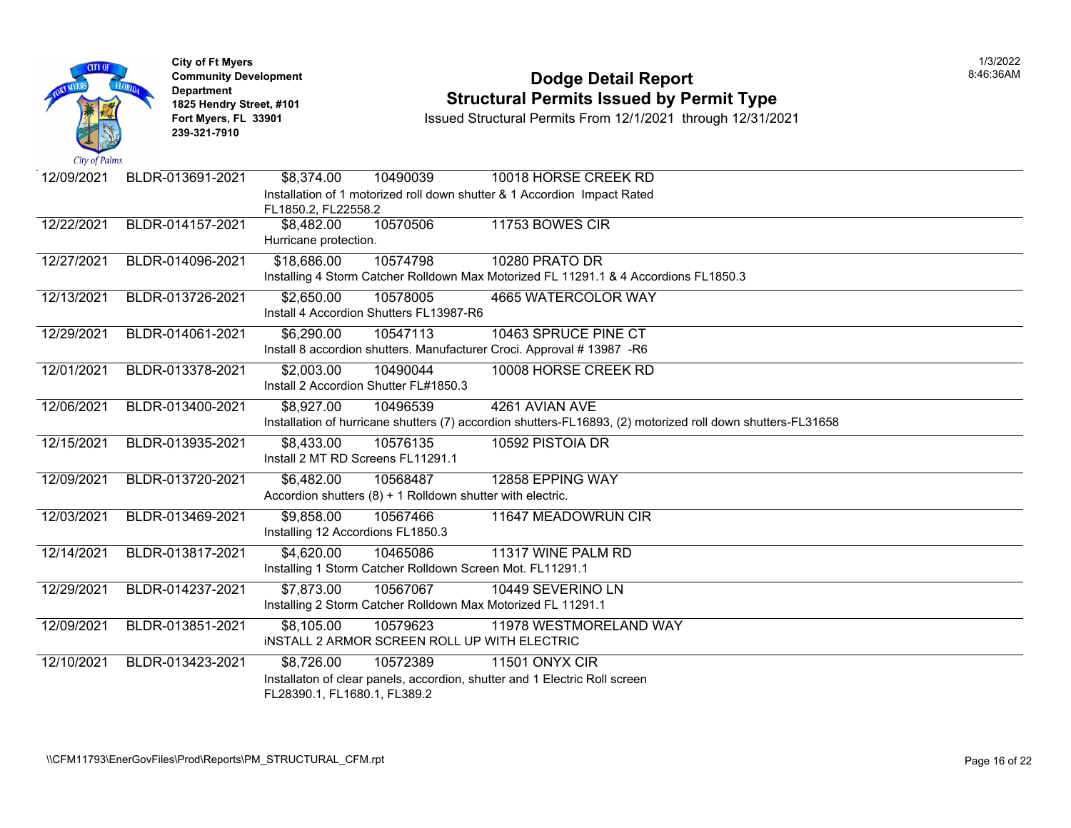City of Ft Myers
Community Development Department
1825 Hendry Street, #101
Fort Myers, FL 33901
239-321-7910

# Dodge Detail Report
## Structural Permits Issued by Permit Type

Issued Structural Permits From 12/1/2021 through 12/31/2021

1/3/2022
8:46:36AM

| Date | Permit # | Valuation | Parcel | Address / Description |
|---|---|---|---|---|
| 12/09/2021 | BLDR-013691-2021 | $8,374.00 | 10490039 | 10018 HORSE CREEK RD<br>Installation of 1 motorized roll down shutter & 1 Accordion Impact Rated FL1850.2, FL22558.2 |
| 12/22/2021 | BLDR-014157-2021 | $8,482.00 | 10570506 | 11753 BOWES CIR<br>Hurricane protection. |
| 12/27/2021 | BLDR-014096-2021 | $18,686.00 | 10574798 | 10280 PRATO DR<br>Installing 4 Storm Catcher Rolldown Max Motorized FL 11291.1 & 4 Accordions FL1850.3 |
| 12/13/2021 | BLDR-013726-2021 | $2,650.00 | 10578005 | 4665 WATERCOLOR WAY<br>Install 4 Accordion Shutters FL13987-R6 |
| 12/29/2021 | BLDR-014061-2021 | $6,290.00 | 10547113 | 10463 SPRUCE PINE CT<br>Install 8 accordion shutters. Manufacturer Croci. Approval # 13987 -R6 |
| 12/01/2021 | BLDR-013378-2021 | $2,003.00 | 10490044 | 10008 HORSE CREEK RD<br>Install 2 Accordion Shutter FL#1850.3 |
| 12/06/2021 | BLDR-013400-2021 | $8,927.00 | 10496539 | 4261 AVIAN AVE<br>Installation of hurricane shutters (7) accordion shutters-FL16893, (2) motorized roll down shutters-FL31658 |
| 12/15/2021 | BLDR-013935-2021 | $8,433.00 | 10576135 | 10592 PISTOIA DR<br>Install 2 MT RD Screens FL11291.1 |
| 12/09/2021 | BLDR-013720-2021 | $6,482.00 | 10568487 | 12858 EPPING WAY<br>Accordion shutters (8) + 1 Rolldown shutter with electric. |
| 12/03/2021 | BLDR-013469-2021 | $9,858.00 | 10567466 | 11647 MEADOWRUN CIR<br>Installing 12 Accordions FL1850.3 |
| 12/14/2021 | BLDR-013817-2021 | $4,620.00 | 10465086 | 11317 WINE PALM RD<br>Installing 1 Storm Catcher Rolldown Screen Mot. FL11291.1 |
| 12/29/2021 | BLDR-014237-2021 | $7,873.00 | 10567067 | 10449 SEVERINO LN<br>Installing 2 Storm Catcher Rolldown Max Motorized FL 11291.1 |
| 12/09/2021 | BLDR-013851-2021 | $8,105.00 | 10579623 | 11978 WESTMORELAND WAY<br>iNSTALL 2 ARMOR SCREEN ROLL UP WITH ELECTRIC |
| 12/10/2021 | BLDR-013423-2021 | $8,726.00 | 10572389 | 11501 ONYX CIR<br>Installaton of clear panels, accordion, shutter and 1 Electric Roll screen FL28390.1, FL1680.1, FL389.2 |

\\CFM11793\EnerGovFiles\Prod\Reports\PM_STRUCTURAL_CFM.rpt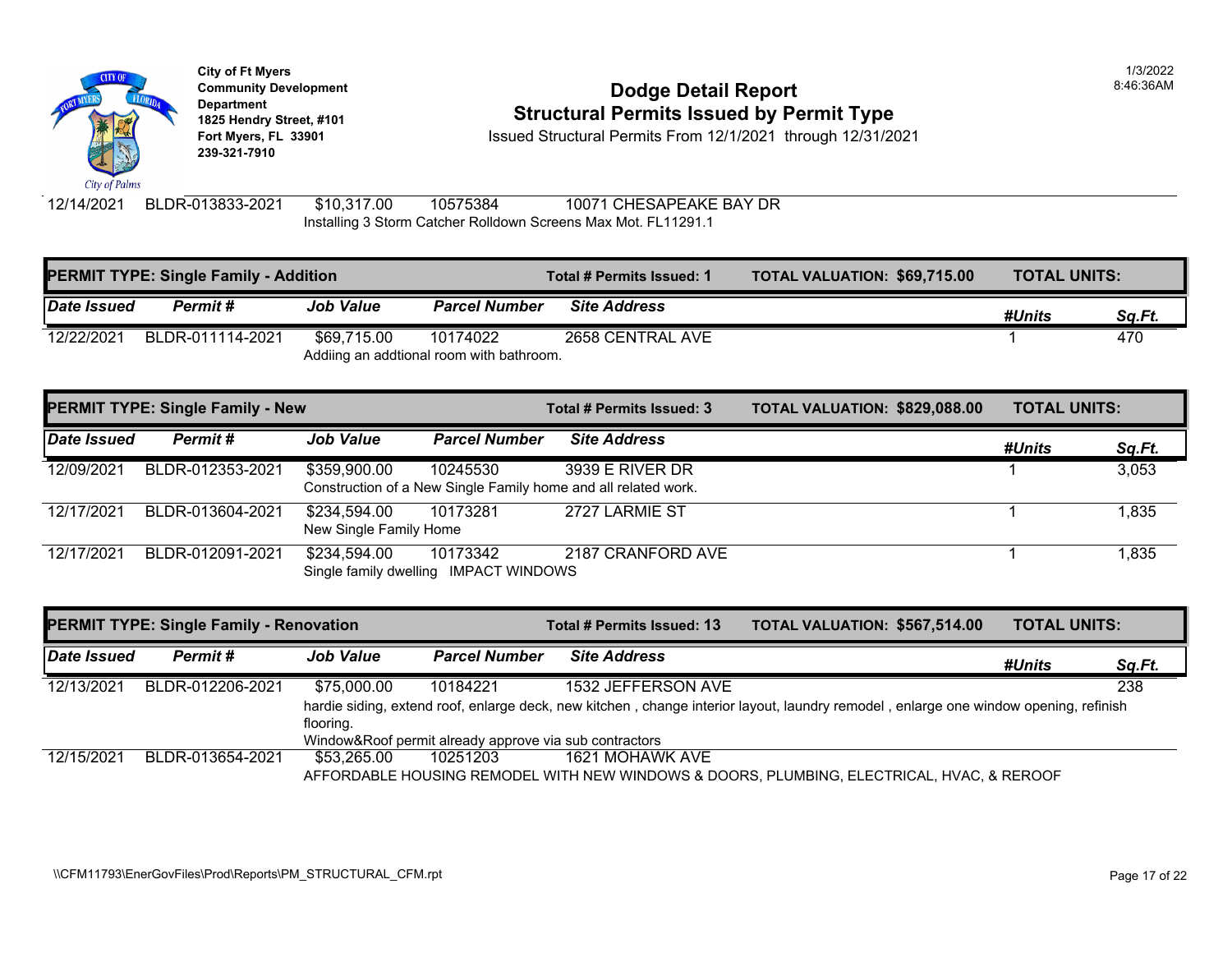City of Ft Myers
Community Development Department
1825 Hendry Street, #101
Fort Myers, FL 33901
239-321-7910

# Dodge Detail Report
## Structural Permits Issued by Permit Type

Issued Structural Permits From 12/1/2021 through 12/31/2021

1/3/2022
8:46:36AM

| Date Issued | Permit # | Job Value | Parcel Number | Site Address | #Units | Sq.Ft. |
|---|---|---|---|---|---|---|
| 12/14/2021 | BLDR-013833-2021 | $10,317.00 | 10575384 | 10071 CHESAPEAKE BAY DR | | |
| | | Installing 3 Storm Catcher Rolldown Screens Max Mot. FL11291.1 | | | | |

**PERMIT TYPE: Single Family - Addition** — Total # Permits Issued: 1 — TOTAL VALUATION: $69,715.00 — TOTAL UNITS:

| Date Issued | Permit # | Job Value | Parcel Number | Site Address | #Units | Sq.Ft. |
|---|---|---|---|---|---|---|
| 12/22/2021 | BLDR-011114-2021 | $69,715.00 | 10174022 | 2658 CENTRAL AVE | 1 | 470 |
| | | Addiing an addtional room with bathroom. | | | | |

**PERMIT TYPE: Single Family - New** — Total # Permits Issued: 3 — TOTAL VALUATION: $829,088.00 — TOTAL UNITS:

| Date Issued | Permit # | Job Value | Parcel Number | Site Address | #Units | Sq.Ft. |
|---|---|---|---|---|---|---|
| 12/09/2021 | BLDR-012353-2021 | $359,900.00 | 10245530 | 3939 E RIVER DR | 1 | 3,053 |
| | | Construction of a New Single Family home and all related work. | | | | |
| 12/17/2021 | BLDR-013604-2021 | $234,594.00 | 10173281 | 2727 LARMIE ST | 1 | 1,835 |
| | | New Single Family Home | | | | |
| 12/17/2021 | BLDR-012091-2021 | $234,594.00 | 10173342 | 2187 CRANFORD AVE | 1 | 1,835 |
| | | Single family dwelling IMPACT WINDOWS | | | | |

**PERMIT TYPE: Single Family - Renovation** — Total # Permits Issued: 13 — TOTAL VALUATION: $567,514.00 — TOTAL UNITS:

| Date Issued | Permit # | Job Value | Parcel Number | Site Address | #Units | Sq.Ft. |
|---|---|---|---|---|---|---|
| 12/13/2021 | BLDR-012206-2021 | $75,000.00 | 10184221 | 1532 JEFFERSON AVE | | 238 |
| | | hardie siding, extend roof, enlarge deck, new kitchen , change interior layout, laundry remodel , enlarge one window opening, refinish flooring. Window&Roof permit already approve via sub contractors | | | | |
| 12/15/2021 | BLDR-013654-2021 | $53,265.00 | 10251203 | 1621 MOHAWK AVE | | |
| | | AFFORDABLE HOUSING REMODEL WITH NEW WINDOWS & DOORS, PLUMBING, ELECTRICAL, HVAC, & REROOF | | | | |

\\CFM11793\EnerGovFiles\Prod\Reports\PM_STRUCTURAL_CFM.rpt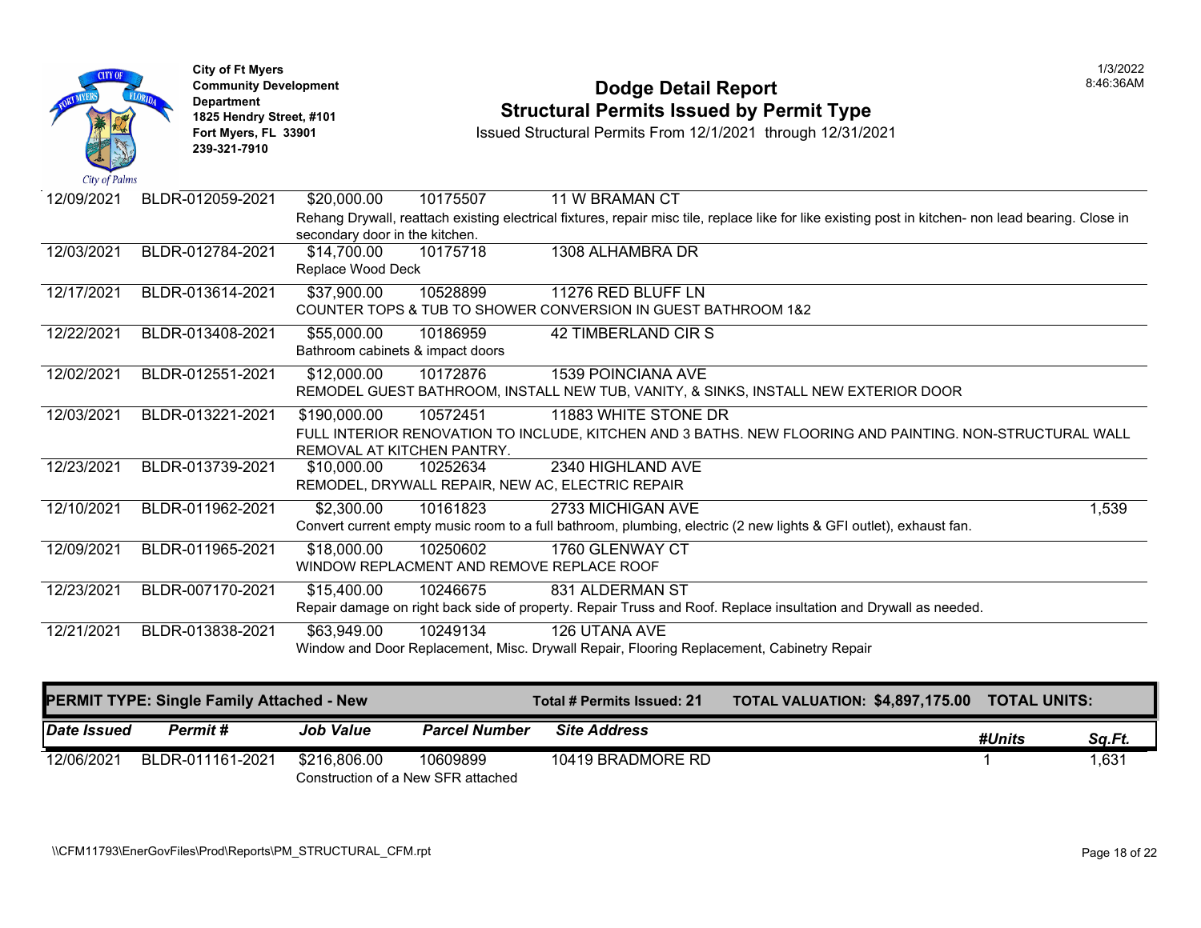# Dodge Detail Report

## Structural Permits Issued by Permit Type

Issued Structural Permits From 12/1/2021 through 12/31/2021

City of Ft Myers
Community Development Department
1825 Hendry Street, #101
Fort Myers, FL 33901
239-321-7910

1/3/2022
8:46:36AM

| Date Issued | Permit # | Job Value | Parcel Number | Site Address | #Units | Sq.Ft. |
|---|---|---|---|---|---|---|
| 12/09/2021 | BLDR-012059-2021 | $20,000.00 | 10175507 | 11 W BRAMAN CT | | |
| | | Rehang Drywall, reattach existing electrical fixtures, repair misc tile, replace like for like existing post in kitchen- non lead bearing. Close in secondary door in the kitchen. | | | | |
| 12/03/2021 | BLDR-012784-2021 | $14,700.00 | 10175718 | 1308 ALHAMBRA DR | | |
| | | Replace Wood Deck | | | | |
| 12/17/2021 | BLDR-013614-2021 | $37,900.00 | 10528899 | 11276 RED BLUFF LN | | |
| | | COUNTER TOPS & TUB TO SHOWER CONVERSION IN GUEST BATHROOM 1&2 | | | | |
| 12/22/2021 | BLDR-013408-2021 | $55,000.00 | 10186959 | 42 TIMBERLAND CIR S | | |
| | | Bathroom cabinets & impact doors | | | | |
| 12/02/2021 | BLDR-012551-2021 | $12,000.00 | 10172876 | 1539 POINCIANA AVE | | |
| | | REMODEL GUEST BATHROOM, INSTALL NEW TUB, VANITY, & SINKS, INSTALL NEW EXTERIOR DOOR | | | | |
| 12/03/2021 | BLDR-013221-2021 | $190,000.00 | 10572451 | 11883 WHITE STONE DR | | |
| | | FULL INTERIOR RENOVATION TO INCLUDE, KITCHEN AND 3 BATHS. NEW FLOORING AND PAINTING. NON-STRUCTURAL WALL REMOVAL AT KITCHEN PANTRY. | | | | |
| 12/23/2021 | BLDR-013739-2021 | $10,000.00 | 10252634 | 2340 HIGHLAND AVE | | |
| | | REMODEL, DRYWALL REPAIR, NEW AC, ELECTRIC REPAIR | | | | |
| 12/10/2021 | BLDR-011962-2021 | $2,300.00 | 10161823 | 2733 MICHIGAN AVE | | 1,539 |
| | | Convert current empty music room to a full bathroom, plumbing, electric (2 new lights & GFI outlet), exhaust fan. | | | | |
| 12/09/2021 | BLDR-011965-2021 | $18,000.00 | 10250602 | 1760 GLENWAY CT | | |
| | | WINDOW REPLACMENT AND REMOVE REPLACE ROOF | | | | |
| 12/23/2021 | BLDR-007170-2021 | $15,400.00 | 10246675 | 831 ALDERMAN ST | | |
| | | Repair damage on right back side of property. Repair Truss and Roof. Replace insultation and Drywall as needed. | | | | |
| 12/21/2021 | BLDR-013838-2021 | $63,949.00 | 10249134 | 126 UTANA AVE | | |
| | | Window and Door Replacement, Misc. Drywall Repair, Flooring Replacement, Cabinetry Repair | | | | |

**PERMIT TYPE: Single Family Attached - New** | **Total # Permits Issued: 21** | **TOTAL VALUATION: $4,897,175.00** | **TOTAL UNITS:**

| Date Issued | Permit # | Job Value | Parcel Number | Site Address | #Units | Sq.Ft. |
|---|---|---|---|---|---|---|
| 12/06/2021 | BLDR-011161-2021 | $216,806.00 | 10609899 | 10419 BRADMORE RD | 1 | 1,631 |
| | | Construction of a New SFR attached | | | | |

\\CFM11793\EnerGovFiles\Prod\Reports\PM_STRUCTURAL_CFM.rpt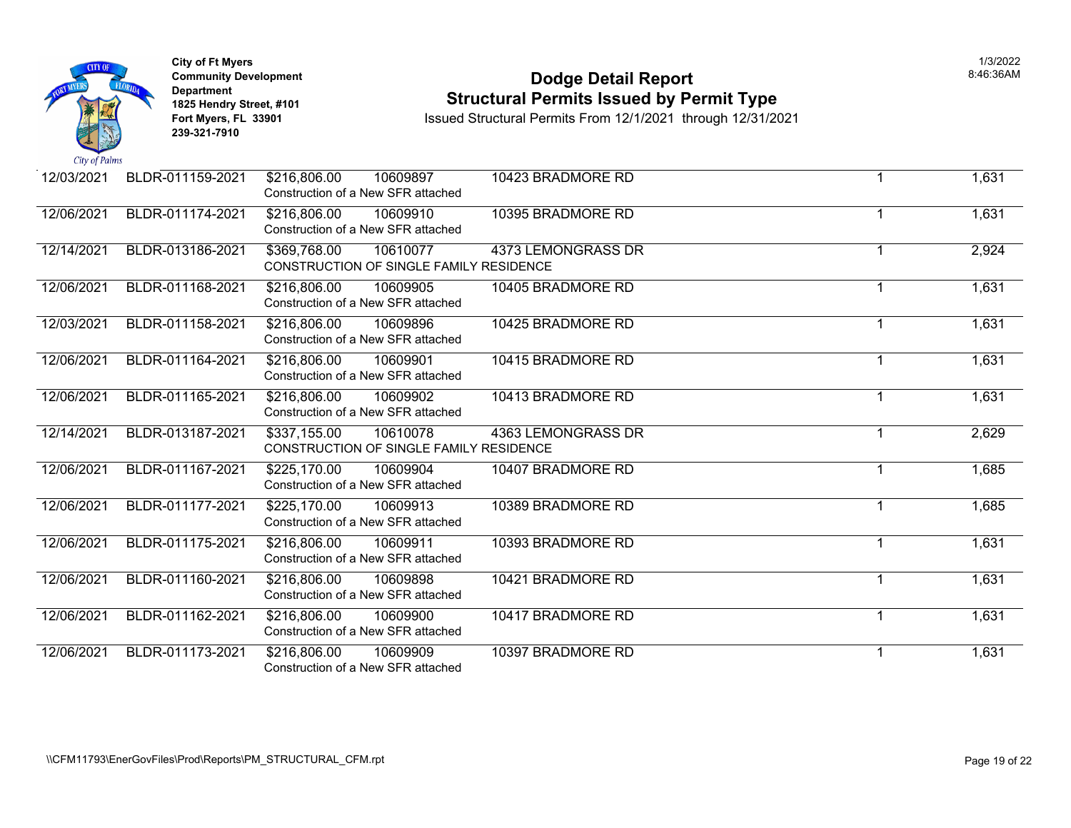City of Ft Myers
Community Development Department
1825 Hendry Street, #101
Fort Myers, FL 33901
239-321-7910

# Dodge Detail Report
## Structural Permits Issued by Permit Type

Issued Structural Permits From 12/1/2021 through 12/31/2021

1/3/2022
8:46:36AM

| Date | Permit Number | Valuation | Parcel | Address | Units | Sq Ft |
|---|---|---|---|---|---|---|
| 12/03/2021 | BLDR-011159-2021 | $216,806.00 | 10609897 | 10423 BRADMORE RD | 1 | 1,631 |
| | | Construction of a New SFR attached | | | | |
| 12/06/2021 | BLDR-011174-2021 | $216,806.00 | 10609910 | 10395 BRADMORE RD | 1 | 1,631 |
| | | Construction of a New SFR attached | | | | |
| 12/14/2021 | BLDR-013186-2021 | $369,768.00 | 10610077 | 4373 LEMONGRASS DR | 1 | 2,924 |
| | | CONSTRUCTION OF SINGLE FAMILY RESIDENCE | | | | |
| 12/06/2021 | BLDR-011168-2021 | $216,806.00 | 10609905 | 10405 BRADMORE RD | 1 | 1,631 |
| | | Construction of a New SFR attached | | | | |
| 12/03/2021 | BLDR-011158-2021 | $216,806.00 | 10609896 | 10425 BRADMORE RD | 1 | 1,631 |
| | | Construction of a New SFR attached | | | | |
| 12/06/2021 | BLDR-011164-2021 | $216,806.00 | 10609901 | 10415 BRADMORE RD | 1 | 1,631 |
| | | Construction of a New SFR attached | | | | |
| 12/06/2021 | BLDR-011165-2021 | $216,806.00 | 10609902 | 10413 BRADMORE RD | 1 | 1,631 |
| | | Construction of a New SFR attached | | | | |
| 12/14/2021 | BLDR-013187-2021 | $337,155.00 | 10610078 | 4363 LEMONGRASS DR | 1 | 2,629 |
| | | CONSTRUCTION OF SINGLE FAMILY RESIDENCE | | | | |
| 12/06/2021 | BLDR-011167-2021 | $225,170.00 | 10609904 | 10407 BRADMORE RD | 1 | 1,685 |
| | | Construction of a New SFR attached | | | | |
| 12/06/2021 | BLDR-011177-2021 | $225,170.00 | 10609913 | 10389 BRADMORE RD | 1 | 1,685 |
| | | Construction of a New SFR attached | | | | |
| 12/06/2021 | BLDR-011175-2021 | $216,806.00 | 10609911 | 10393 BRADMORE RD | 1 | 1,631 |
| | | Construction of a New SFR attached | | | | |
| 12/06/2021 | BLDR-011160-2021 | $216,806.00 | 10609898 | 10421 BRADMORE RD | 1 | 1,631 |
| | | Construction of a New SFR attached | | | | |
| 12/06/2021 | BLDR-011162-2021 | $216,806.00 | 10609900 | 10417 BRADMORE RD | 1 | 1,631 |
| | | Construction of a New SFR attached | | | | |
| 12/06/2021 | BLDR-011173-2021 | $216,806.00 | 10609909 | 10397 BRADMORE RD | 1 | 1,631 |
| | | Construction of a New SFR attached | | | | |

\\CFM11793\EnerGovFiles\Prod\Reports\PM_STRUCTURAL_CFM.rpt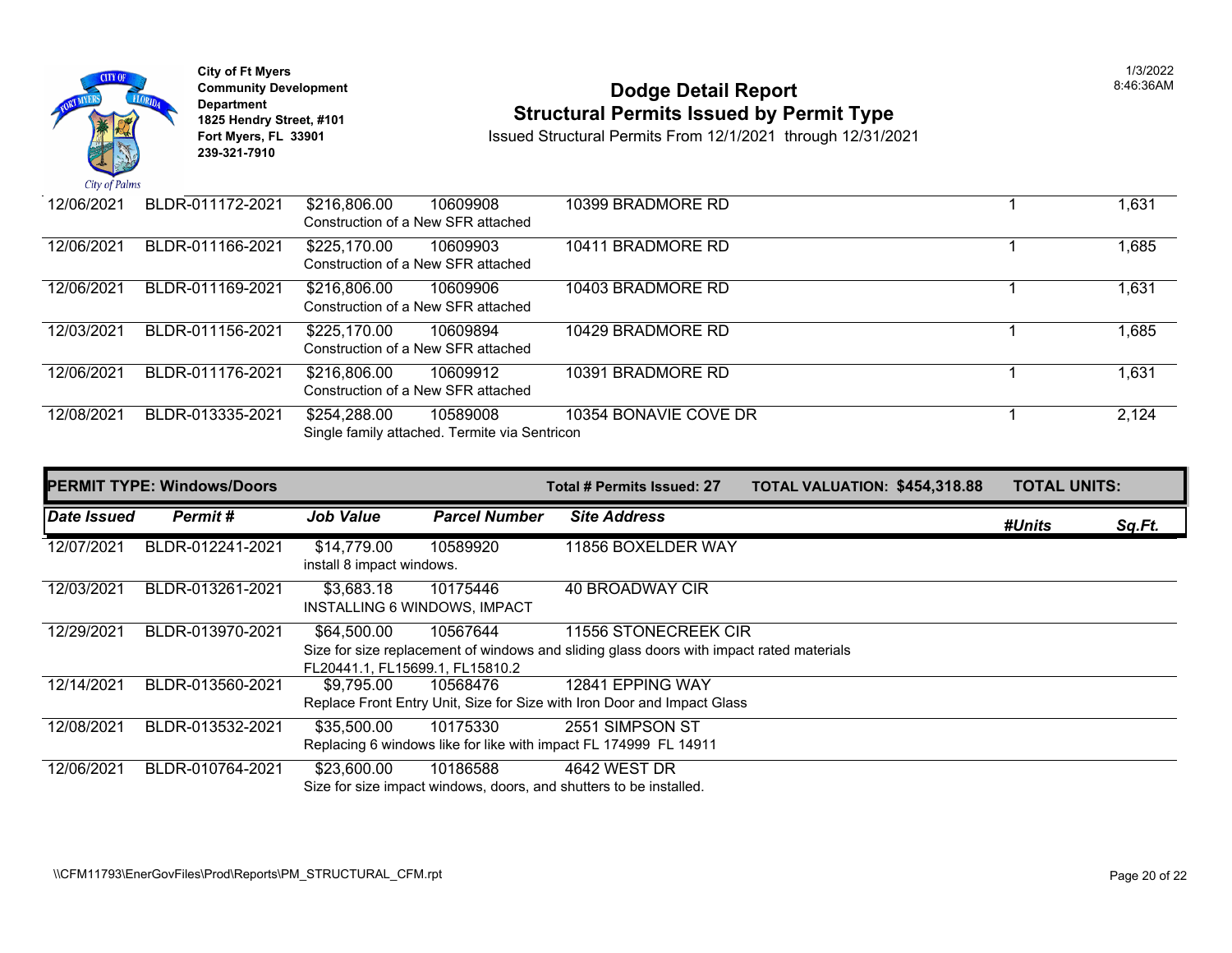| Date Issued | Permit # | Job Value | Parcel Number | Site Address | #Units | Sq.Ft. |
|---|---|---|---|---|---|---|
| 12/06/2021 | BLDR-011172-2021 | $216,806.00 | 10609908 | 10399 BRADMORE RD | 1 | 1,631 |
| | | Construction of a New SFR attached | | | | |
| 12/06/2021 | BLDR-011166-2021 | $225,170.00 | 10609903 | 10411 BRADMORE RD | 1 | 1,685 |
| | | Construction of a New SFR attached | | | | |
| 12/06/2021 | BLDR-011169-2021 | $216,806.00 | 10609906 | 10403 BRADMORE RD | 1 | 1,631 |
| | | Construction of a New SFR attached | | | | |
| 12/03/2021 | BLDR-011156-2021 | $225,170.00 | 10609894 | 10429 BRADMORE RD | 1 | 1,685 |
| | | Construction of a New SFR attached | | | | |
| 12/06/2021 | BLDR-011176-2021 | $216,806.00 | 10609912 | 10391 BRADMORE RD | 1 | 1,631 |
| | | Construction of a New SFR attached | | | | |
| 12/08/2021 | BLDR-013335-2021 | $254,288.00 | 10589008 | 10354 BONAVIE COVE DR | 1 | 2,124 |
| | | Single family attached. Termite via Sentricon | | | | |

**PERMIT TYPE: Windows/Doors** — **Total # Permits Issued: 27** — **TOTAL VALUATION: $454,318.88** — **TOTAL UNITS:**

| Date Issued | Permit # | Job Value | Parcel Number | Site Address | #Units | Sq.Ft. |
|---|---|---|---|---|---|---|
| 12/07/2021 | BLDR-012241-2021 | $14,779.00 | 10589920 | 11856 BOXELDER WAY | | |
| | | install 8 impact windows. | | | | |
| 12/03/2021 | BLDR-013261-2021 | $3,683.18 | 10175446 | 40 BROADWAY CIR | | |
| | | INSTALLING 6 WINDOWS, IMPACT | | | | |
| 12/29/2021 | BLDR-013970-2021 | $64,500.00 | 10567644 | 11556 STONECREEK CIR | | |
| | | Size for size replacement of windows and sliding glass doors with impact rated materials FL20441.1, FL15699.1, FL15810.2 | | | | |
| 12/14/2021 | BLDR-013560-2021 | $9,795.00 | 10568476 | 12841 EPPING WAY | | |
| | | Replace Front Entry Unit, Size for Size with Iron Door and Impact Glass | | | | |
| 12/08/2021 | BLDR-013532-2021 | $35,500.00 | 10175330 | 2551 SIMPSON ST | | |
| | | Replacing 6 windows like for like with impact FL 174999 FL 14911 | | | | |
| 12/06/2021 | BLDR-010764-2021 | $23,600.00 | 10186588 | 4642 WEST DR | | |
| | | Size for size impact windows, doors, and shutters to be installed. | | | | |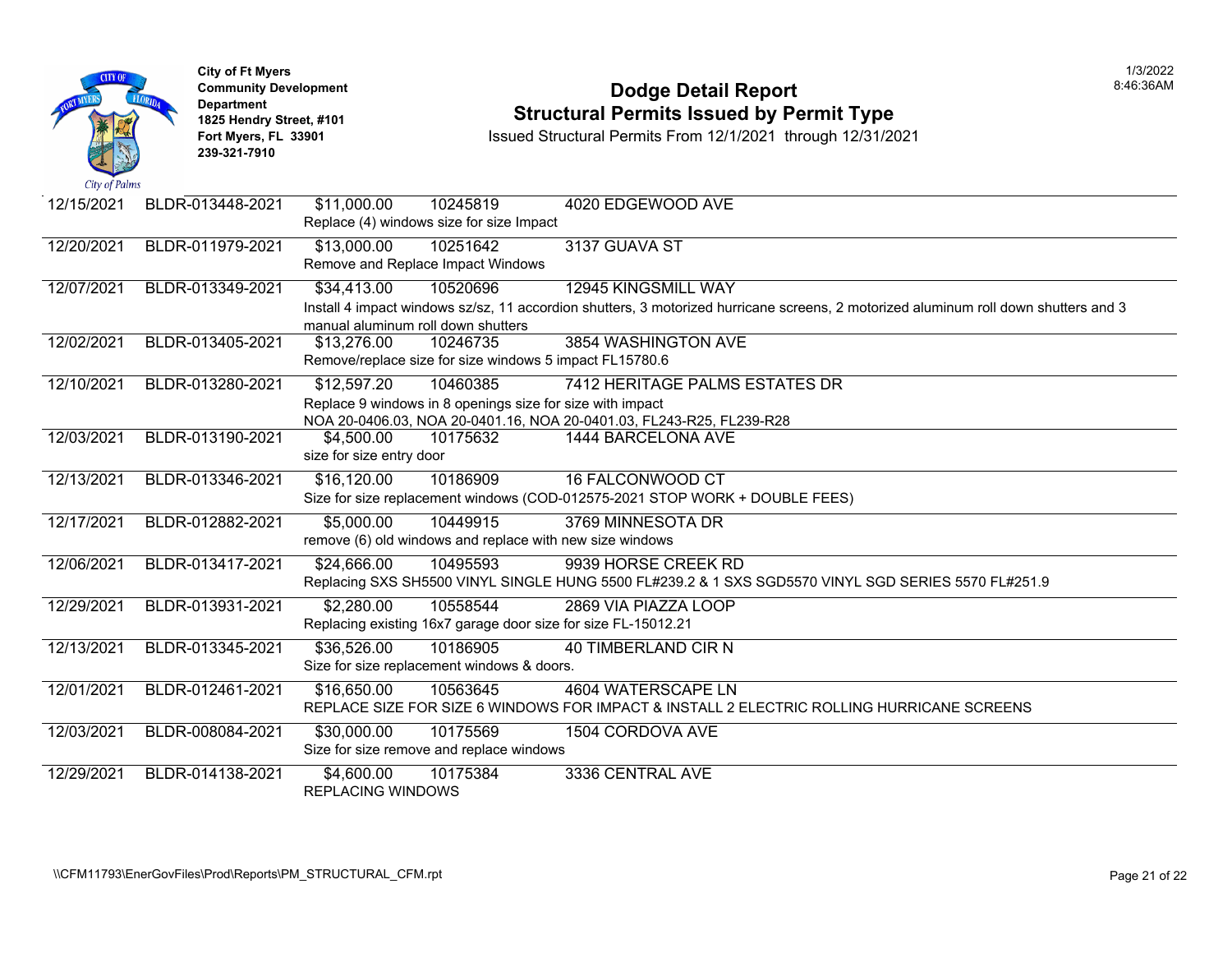City of Ft Myers
Community Development Department
1825 Hendry Street, #101
Fort Myers, FL 33901
239-321-7910

# Dodge Detail Report
## Structural Permits Issued by Permit Type

Issued Structural Permits From 12/1/2021 through 12/31/2021

1/3/2022
8:46:36AM

| Issue Date | Permit Number | Valuation | Parcel | Address / Description |
|---|---|---|---|---|
| 12/15/2021 | BLDR-013448-2021 | $11,000.00 | 10245819 | 4020 EDGEWOOD AVE<br>Replace (4) windows size for size Impact |
| 12/20/2021 | BLDR-011979-2021 | $13,000.00 | 10251642 | 3137 GUAVA ST<br>Remove and Replace Impact Windows |
| 12/07/2021 | BLDR-013349-2021 | $34,413.00 | 10520696 | 12945 KINGSMILL WAY<br>Install 4 impact windows sz/sz, 11 accordion shutters, 3 motorized hurricane screens, 2 motorized aluminum roll down shutters and 3 manual aluminum roll down shutters |
| 12/02/2021 | BLDR-013405-2021 | $13,276.00 | 10246735 | 3854 WASHINGTON AVE<br>Remove/replace size for size windows 5 impact FL15780.6 |
| 12/10/2021 | BLDR-013280-2021 | $12,597.20 | 10460385 | 7412 HERITAGE PALMS ESTATES DR<br>Replace 9 windows in 8 openings size for size with impact<br>NOA 20-0406.03, NOA 20-0401.16, NOA 20-0401.03, FL243-R25, FL239-R28 |
| 12/03/2021 | BLDR-013190-2021 | $4,500.00 | 10175632 | 1444 BARCELONA AVE<br>size for size entry door |
| 12/13/2021 | BLDR-013346-2021 | $16,120.00 | 10186909 | 16 FALCONWOOD CT<br>Size for size replacement windows (COD-012575-2021 STOP WORK + DOUBLE FEES) |
| 12/17/2021 | BLDR-012882-2021 | $5,000.00 | 10449915 | 3769 MINNESOTA DR<br>remove (6) old windows and replace with new size windows |
| 12/06/2021 | BLDR-013417-2021 | $24,666.00 | 10495593 | 9939 HORSE CREEK RD<br>Replacing SXS SH5500 VINYL SINGLE HUNG 5500 FL#239.2 & 1 SXS SGD5570 VINYL SGD SERIES 5570 FL#251.9 |
| 12/29/2021 | BLDR-013931-2021 | $2,280.00 | 10558544 | 2869 VIA PIAZZA LOOP<br>Replacing existing 16x7 garage door size for size FL-15012.21 |
| 12/13/2021 | BLDR-013345-2021 | $36,526.00 | 10186905 | 40 TIMBERLAND CIR N<br>Size for size replacement windows & doors. |
| 12/01/2021 | BLDR-012461-2021 | $16,650.00 | 10563645 | 4604 WATERSCAPE LN<br>REPLACE SIZE FOR SIZE 6 WINDOWS FOR IMPACT & INSTALL 2 ELECTRIC ROLLING HURRICANE SCREENS |
| 12/03/2021 | BLDR-008084-2021 | $30,000.00 | 10175569 | 1504 CORDOVA AVE<br>Size for size remove and replace windows |
| 12/29/2021 | BLDR-014138-2021 | $4,600.00 | 10175384 | 3336 CENTRAL AVE<br>REPLACING WINDOWS |

\\CFM11793\EnerGovFiles\Prod\Reports\PM_STRUCTURAL_CFM.rpt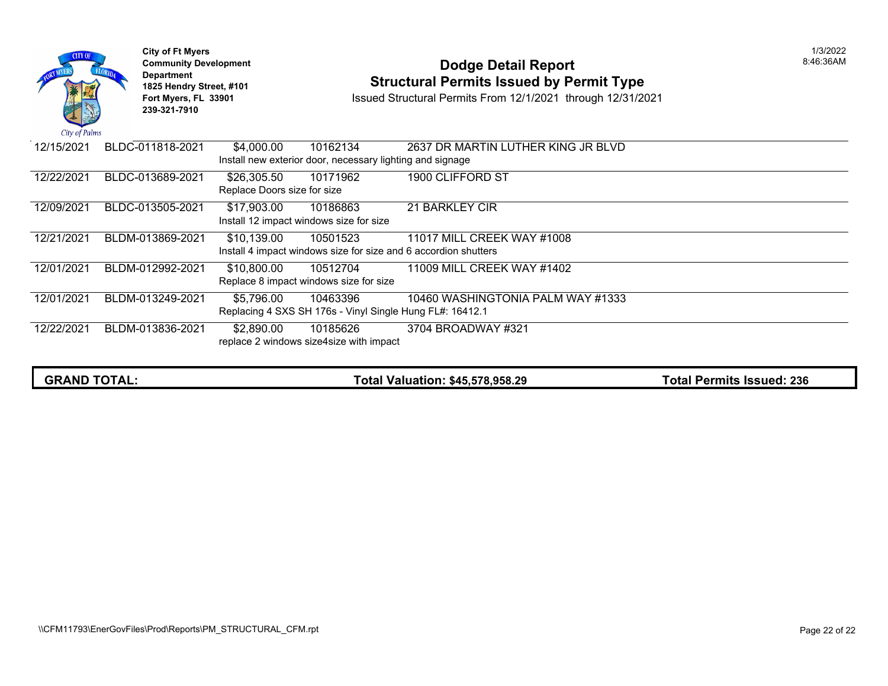City of Ft Myers
Community Development Department
1825 Hendry Street, #101
Fort Myers, FL 33901
239-321-7910

# Dodge Detail Report
## Structural Permits Issued by Permit Type

Issued Structural Permits From 12/1/2021 through 12/31/2021

1/3/2022
8:46:36AM

| | | | | |
|---|---|---|---|---|
| 12/15/2021 | BLDC-011818-2021 | $4,000.00 | 10162134 | 2637 DR MARTIN LUTHER KING JR BLVD |
| | | Install new exterior door, necessary lighting and signage | | |
| 12/22/2021 | BLDC-013689-2021 | $26,305.50 | 10171962 | 1900 CLIFFORD ST |
| | | Replace Doors size for size | | |
| 12/09/2021 | BLDC-013505-2021 | $17,903.00 | 10186863 | 21 BARKLEY CIR |
| | | Install 12 impact windows size for size | | |
| 12/21/2021 | BLDM-013869-2021 | $10,139.00 | 10501523 | 11017 MILL CREEK WAY #1008 |
| | | Install 4 impact windows size for size and 6 accordion shutters | | |
| 12/01/2021 | BLDM-012992-2021 | $10,800.00 | 10512704 | 11009 MILL CREEK WAY #1402 |
| | | Replace 8 impact windows size for size | | |
| 12/01/2021 | BLDM-013249-2021 | $5,796.00 | 10463396 | 10460 WASHINGTONIA PALM WAY #1333 |
| | | Replacing 4 SXS SH 176s - Vinyl Single Hung FL#: 16412.1 | | |
| 12/22/2021 | BLDM-013836-2021 | $2,890.00 | 10185626 | 3704 BROADWAY #321 |
| | | replace 2 windows size4size with impact | | |

**GRAND TOTAL:** **Total Valuation: $45,578,958.29** **Total Permits Issued: 236**

\\CFM11793\EnerGovFiles\Prod\Reports\PM_STRUCTURAL_CFM.rpt